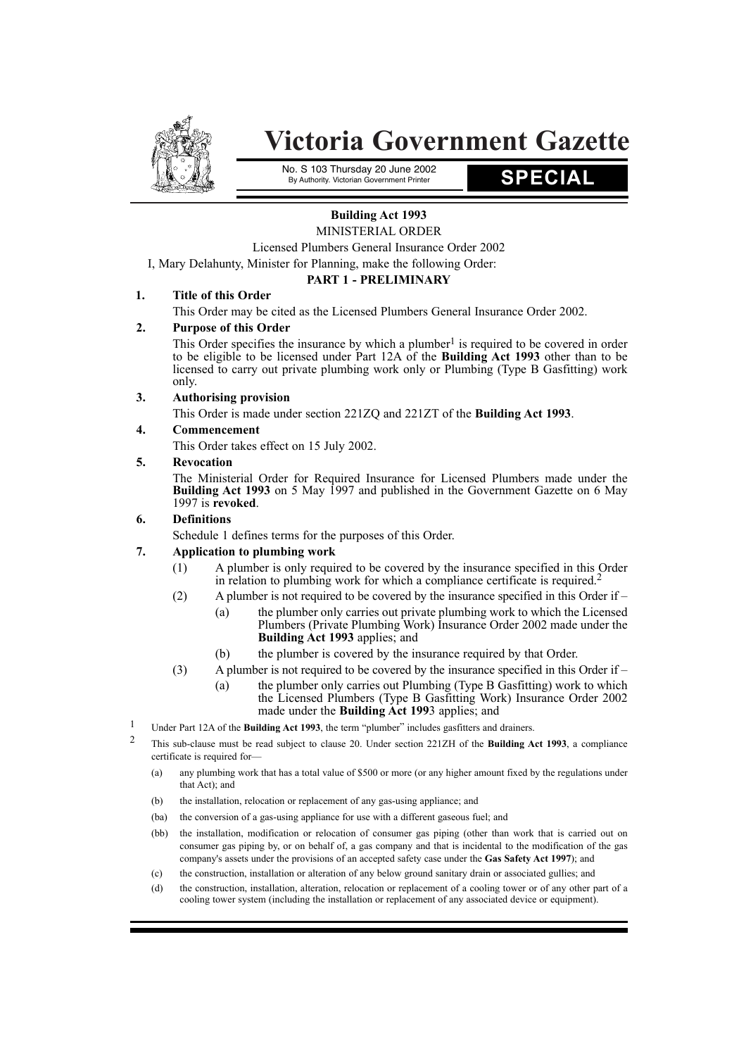# Victoria Government Gazette

No. S 103 Thursday 20 June 2002
By Authority. Victorian Government Printer

**SPECIAL**

**Building Act 1993**

MINISTERIAL ORDER

Licensed Plumbers General Insurance Order 2002

I, Mary Delahunty, Minister for Planning, make the following Order:

## PART 1 - PRELIMINARY

**1. Title of this Order**

This Order may be cited as the Licensed Plumbers General Insurance Order 2002.

**2. Purpose of this Order**

This Order specifies the insurance by which a plumber[1] is required to be covered in order to be eligible to be licensed under Part 12A of the **Building Act 1993** other than to be licensed to carry out private plumbing work only or Plumbing (Type B Gasfitting) work only.

**3. Authorising provision**

This Order is made under section 221ZQ and 221ZT of the **Building Act 1993**.

**4. Commencement**

This Order takes effect on 15 July 2002.

**5. Revocation**

The Ministerial Order for Required Insurance for Licensed Plumbers made under the **Building Act 1993** on 5 May 1997 and published in the Government Gazette on 6 May 1997 is **revoked**.

**6. Definitions**

Schedule 1 defines terms for the purposes of this Order.

**7. Application to plumbing work**

(1) A plumber is only required to be covered by the insurance specified in this Order in relation to plumbing work for which a compliance certificate is required.[2]

(2) A plumber is not required to be covered by the insurance specified in this Order if –

(a) the plumber only carries out private plumbing work to which the Licensed Plumbers (Private Plumbing Work) Insurance Order 2002 made under the **Building Act 1993** applies; and

(b) the plumber is covered by the insurance required by that Order.

(3) A plumber is not required to be covered by the insurance specified in this Order if –

(a) the plumber only carries out Plumbing (Type B Gasfitting) work to which the Licensed Plumbers (Type B Gasfitting Work) Insurance Order 2002 made under the **Building Act 199**3 applies; and

---

[1] Under Part 12A of the **Building Act 1993**, the term "plumber" includes gasfitters and drainers.

[2] This sub-clause must be read subject to clause 20. Under section 221ZH of the **Building Act 1993**, a compliance certificate is required for—

(a) any plumbing work that has a total value of $500 or more (or any higher amount fixed by the regulations under that Act); and

(b) the installation, relocation or replacement of any gas-using appliance; and

(ba) the conversion of a gas-using appliance for use with a different gaseous fuel; and

(bb) the installation, modification or relocation of consumer gas piping (other than work that is carried out on consumer gas piping by, or on behalf of, a gas company and that is incidental to the modification of the gas company's assets under the provisions of an accepted safety case under the **Gas Safety Act 1997**); and

(c) the construction, installation or alteration of any below ground sanitary drain or associated gullies; and

(d) the construction, installation, alteration, relocation or replacement of a cooling tower or of any other part of a cooling tower system (including the installation or replacement of any associated device or equipment).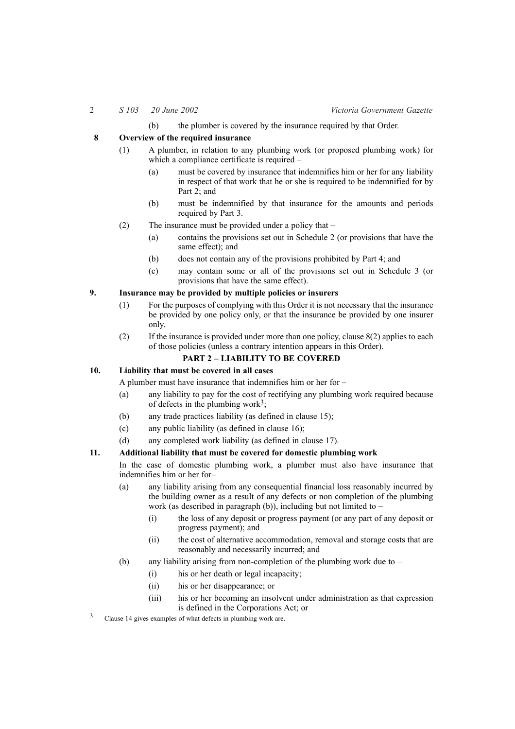(b) the plumber is covered by the insurance required by that Order.

**8 Overview of the required insurance**

(1) A plumber, in relation to any plumbing work (or proposed plumbing work) for which a compliance certificate is required –

(a) must be covered by insurance that indemnifies him or her for any liability in respect of that work that he or she is required to be indemnified for by Part 2; and

(b) must be indemnified by that insurance for the amounts and periods required by Part 3.

(2) The insurance must be provided under a policy that –

(a) contains the provisions set out in Schedule 2 (or provisions that have the same effect); and

(b) does not contain any of the provisions prohibited by Part 4; and

(c) may contain some or all of the provisions set out in Schedule 3 (or provisions that have the same effect).

**9. Insurance may be provided by multiple policies or insurers**

(1) For the purposes of complying with this Order it is not necessary that the insurance be provided by one policy only, or that the insurance be provided by one insurer only.

(2) If the insurance is provided under more than one policy, clause 8(2) applies to each of those policies (unless a contrary intention appears in this Order).

## PART 2 – LIABILITY TO BE COVERED

**10. Liability that must be covered in all cases**

A plumber must have insurance that indemnifies him or her for –

(a) any liability to pay for the cost of rectifying any plumbing work required because of defects in the plumbing work[3];

(b) any trade practices liability (as defined in clause 15);

(c) any public liability (as defined in clause 16);

(d) any completed work liability (as defined in clause 17).

**11. Additional liability that must be covered for domestic plumbing work**

In the case of domestic plumbing work, a plumber must also have insurance that indemnifies him or her for–

(a) any liability arising from any consequential financial loss reasonably incurred by the building owner as a result of any defects or non completion of the plumbing work (as described in paragraph (b)), including but not limited to –

(i) the loss of any deposit or progress payment (or any part of any deposit or progress payment); and

(ii) the cost of alternative accommodation, removal and storage costs that are reasonably and necessarily incurred; and

(b) any liability arising from non-completion of the plumbing work due to –

(i) his or her death or legal incapacity;

(ii) his or her disappearance; or

(iii) his or her becoming an insolvent under administration as that expression is defined in the Corporations Act; or

[3] Clause 14 gives examples of what defects in plumbing work are.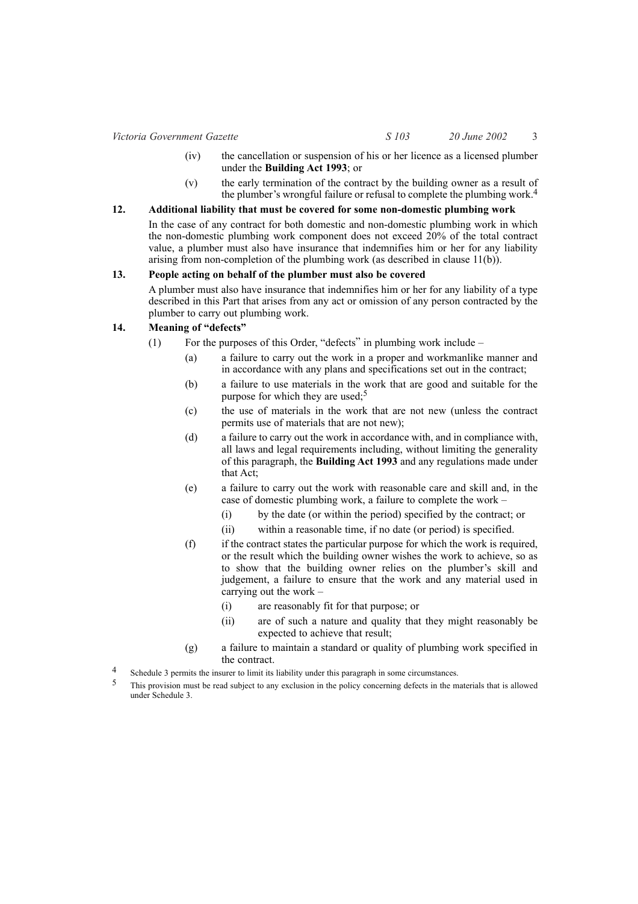(iv) the cancellation or suspension of his or her licence as a licensed plumber under the **Building Act 1993**; or

(v) the early termination of the contract by the building owner as a result of the plumber's wrongful failure or refusal to complete the plumbing work.[4]

**12. Additional liability that must be covered for some non-domestic plumbing work**

In the case of any contract for both domestic and non-domestic plumbing work in which the non-domestic plumbing work component does not exceed 20% of the total contract value, a plumber must also have insurance that indemnifies him or her for any liability arising from non-completion of the plumbing work (as described in clause 11(b)).

**13. People acting on behalf of the plumber must also be covered**

A plumber must also have insurance that indemnifies him or her for any liability of a type described in this Part that arises from any act or omission of any person contracted by the plumber to carry out plumbing work.

**14. Meaning of "defects"**

(1) For the purposes of this Order, "defects" in plumbing work include –

(a) a failure to carry out the work in a proper and workmanlike manner and in accordance with any plans and specifications set out in the contract;

(b) a failure to use materials in the work that are good and suitable for the purpose for which they are used;[5]

(c) the use of materials in the work that are not new (unless the contract permits use of materials that are not new);

(d) a failure to carry out the work in accordance with, and in compliance with, all laws and legal requirements including, without limiting the generality of this paragraph, the **Building Act 1993** and any regulations made under that Act;

(e) a failure to carry out the work with reasonable care and skill and, in the case of domestic plumbing work, a failure to complete the work –

(i) by the date (or within the period) specified by the contract; or

(ii) within a reasonable time, if no date (or period) is specified.

(f) if the contract states the particular purpose for which the work is required, or the result which the building owner wishes the work to achieve, so as to show that the building owner relies on the plumber's skill and judgement, a failure to ensure that the work and any material used in carrying out the work –

(i) are reasonably fit for that purpose; or

(ii) are of such a nature and quality that they might reasonably be expected to achieve that result;

(g) a failure to maintain a standard or quality of plumbing work specified in the contract.

---

[4] Schedule 3 permits the insurer to limit its liability under this paragraph in some circumstances.

[5] This provision must be read subject to any exclusion in the policy concerning defects in the materials that is allowed under Schedule 3.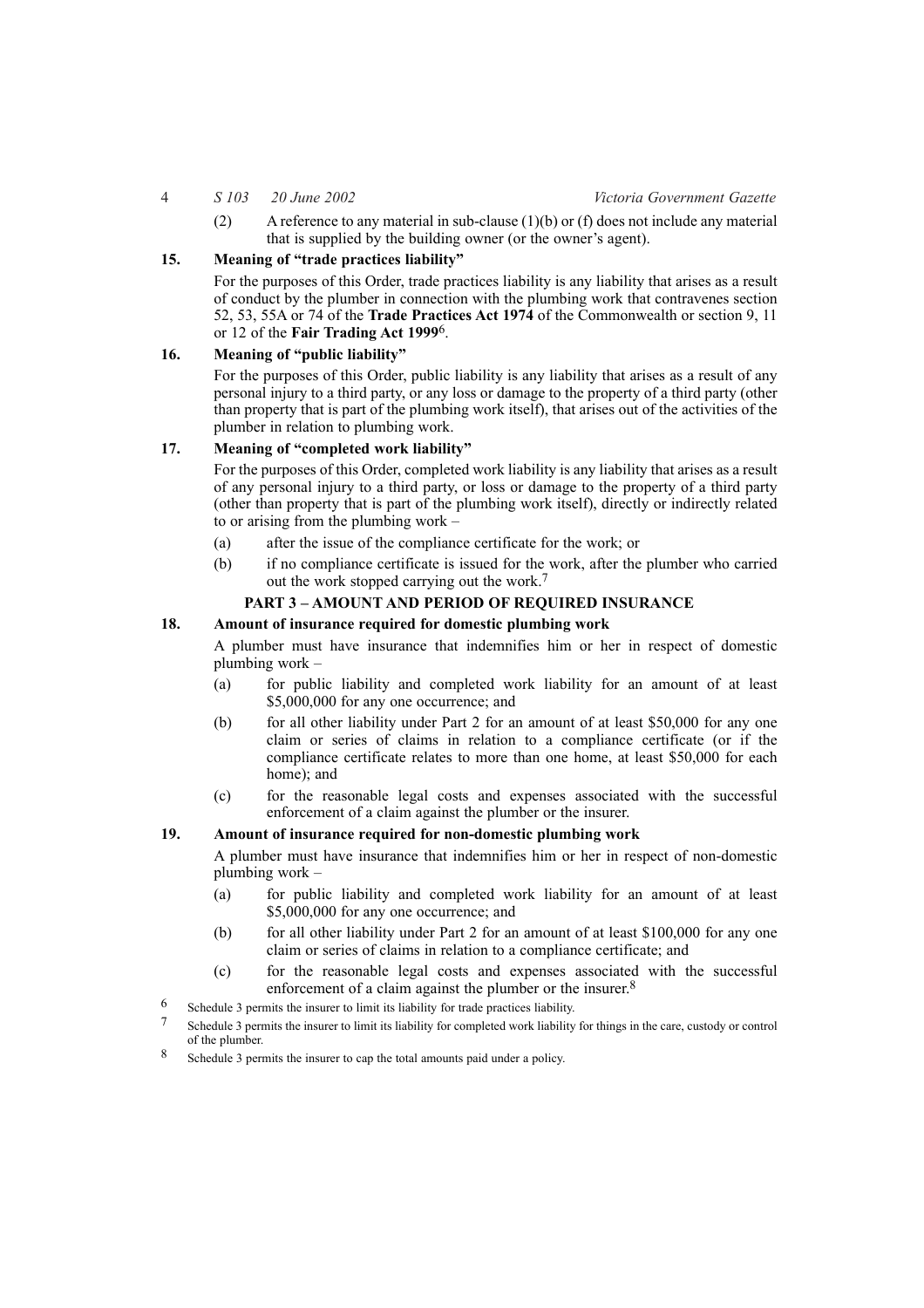(2) A reference to any material in sub-clause (1)(b) or (f) does not include any material that is supplied by the building owner (or the owner's agent).

**15. Meaning of "trade practices liability"**

For the purposes of this Order, trade practices liability is any liability that arises as a result of conduct by the plumber in connection with the plumbing work that contravenes section 52, 53, 55A or 74 of the **Trade Practices Act 1974** of the Commonwealth or section 9, 11 or 12 of the **Fair Trading Act 1999**[6].

**16. Meaning of "public liability"**

For the purposes of this Order, public liability is any liability that arises as a result of any personal injury to a third party, or any loss or damage to the property of a third party (other than property that is part of the plumbing work itself), that arises out of the activities of the plumber in relation to plumbing work.

**17. Meaning of "completed work liability"**

For the purposes of this Order, completed work liability is any liability that arises as a result of any personal injury to a third party, or loss or damage to the property of a third party (other than property that is part of the plumbing work itself), directly or indirectly related to or arising from the plumbing work –

(a) after the issue of the compliance certificate for the work; or

(b) if no compliance certificate is issued for the work, after the plumber who carried out the work stopped carrying out the work.[7]

## PART 3 – AMOUNT AND PERIOD OF REQUIRED INSURANCE

**18. Amount of insurance required for domestic plumbing work**

A plumber must have insurance that indemnifies him or her in respect of domestic plumbing work –

(a) for public liability and completed work liability for an amount of at least $5,000,000 for any one occurrence; and

(b) for all other liability under Part 2 for an amount of at least $50,000 for any one claim or series of claims in relation to a compliance certificate (or if the compliance certificate relates to more than one home, at least $50,000 for each home); and

(c) for the reasonable legal costs and expenses associated with the successful enforcement of a claim against the plumber or the insurer.

**19. Amount of insurance required for non-domestic plumbing work**

A plumber must have insurance that indemnifies him or her in respect of non-domestic plumbing work –

(a) for public liability and completed work liability for an amount of at least $5,000,000 for any one occurrence; and

(b) for all other liability under Part 2 for an amount of at least $100,000 for any one claim or series of claims in relation to a compliance certificate; and

(c) for the reasonable legal costs and expenses associated with the successful enforcement of a claim against the plumber or the insurer.[8]

---

[6] Schedule 3 permits the insurer to limit its liability for trade practices liability.

[7] Schedule 3 permits the insurer to limit its liability for completed work liability for things in the care, custody or control of the plumber.

[8] Schedule 3 permits the insurer to cap the total amounts paid under a policy.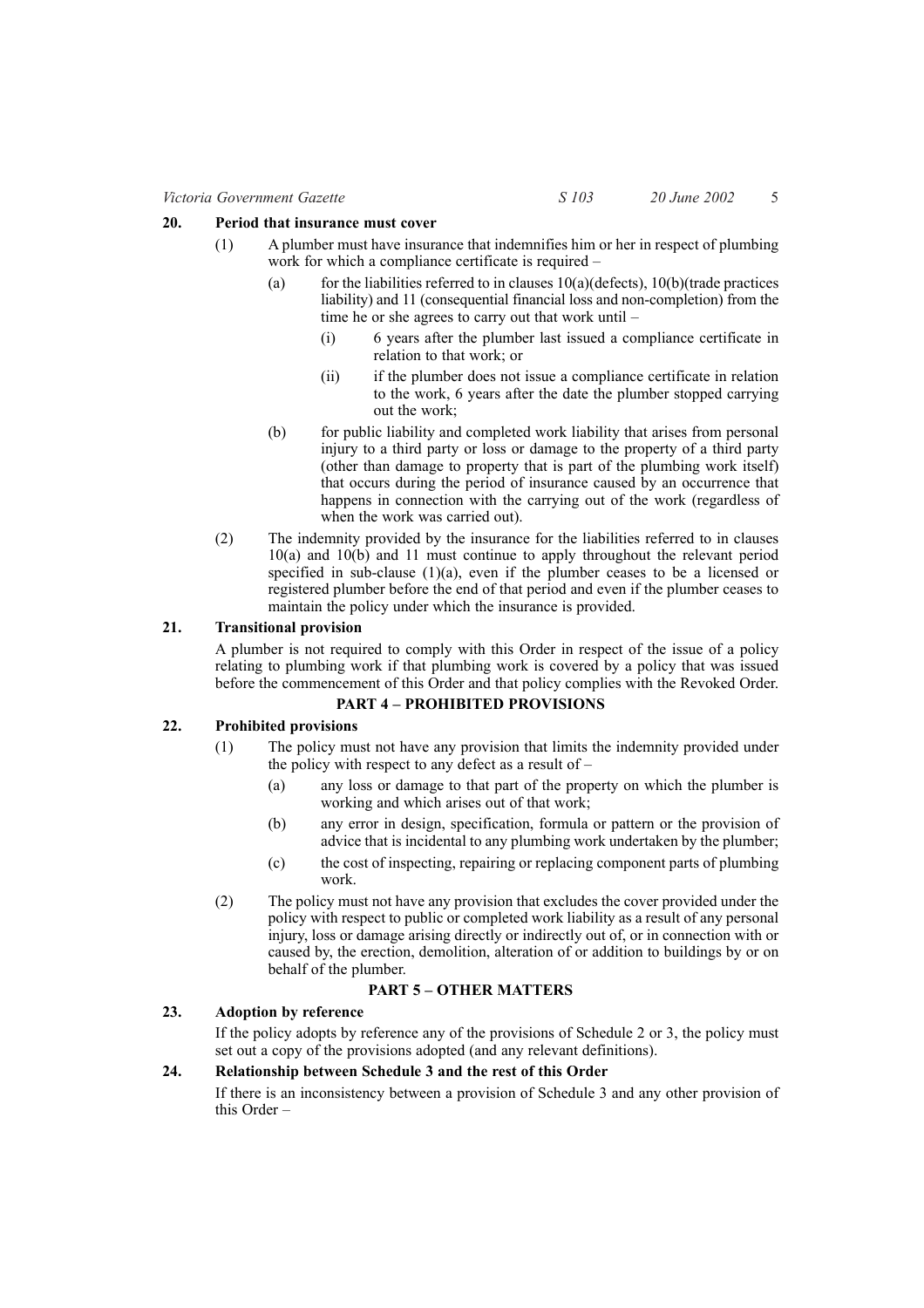**20. Period that insurance must cover**

(1) A plumber must have insurance that indemnifies him or her in respect of plumbing work for which a compliance certificate is required –

(a) for the liabilities referred to in clauses 10(a)(defects), 10(b)(trade practices liability) and 11 (consequential financial loss and non-completion) from the time he or she agrees to carry out that work until –

(i) 6 years after the plumber last issued a compliance certificate in relation to that work; or

(ii) if the plumber does not issue a compliance certificate in relation to the work, 6 years after the date the plumber stopped carrying out the work;

(b) for public liability and completed work liability that arises from personal injury to a third party or loss or damage to the property of a third party (other than damage to property that is part of the plumbing work itself) that occurs during the period of insurance caused by an occurrence that happens in connection with the carrying out of the work (regardless of when the work was carried out).

(2) The indemnity provided by the insurance for the liabilities referred to in clauses 10(a) and 10(b) and 11 must continue to apply throughout the relevant period specified in sub-clause (1)(a), even if the plumber ceases to be a licensed or registered plumber before the end of that period and even if the plumber ceases to maintain the policy under which the insurance is provided.

**21. Transitional provision**

A plumber is not required to comply with this Order in respect of the issue of a policy relating to plumbing work if that plumbing work is covered by a policy that was issued before the commencement of this Order and that policy complies with the Revoked Order.

## PART 4 – PROHIBITED PROVISIONS

**22. Prohibited provisions**

(1) The policy must not have any provision that limits the indemnity provided under the policy with respect to any defect as a result of –

(a) any loss or damage to that part of the property on which the plumber is working and which arises out of that work;

(b) any error in design, specification, formula or pattern or the provision of advice that is incidental to any plumbing work undertaken by the plumber;

(c) the cost of inspecting, repairing or replacing component parts of plumbing work.

(2) The policy must not have any provision that excludes the cover provided under the policy with respect to public or completed work liability as a result of any personal injury, loss or damage arising directly or indirectly out of, or in connection with or caused by, the erection, demolition, alteration of or addition to buildings by or on behalf of the plumber.

## PART 5 – OTHER MATTERS

**23. Adoption by reference**

If the policy adopts by reference any of the provisions of Schedule 2 or 3, the policy must set out a copy of the provisions adopted (and any relevant definitions).

**24. Relationship between Schedule 3 and the rest of this Order**

If there is an inconsistency between a provision of Schedule 3 and any other provision of this Order –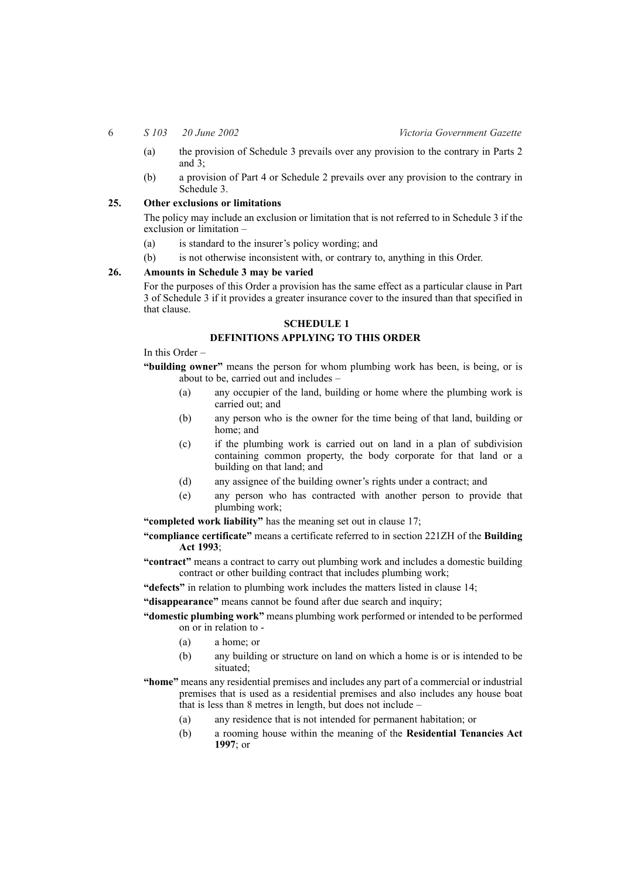(a) the provision of Schedule 3 prevails over any provision to the contrary in Parts 2 and 3;

(b) a provision of Part 4 or Schedule 2 prevails over any provision to the contrary in Schedule 3.

**25. Other exclusions or limitations**

The policy may include an exclusion or limitation that is not referred to in Schedule 3 if the exclusion or limitation –

(a) is standard to the insurer's policy wording; and

(b) is not otherwise inconsistent with, or contrary to, anything in this Order.

**26. Amounts in Schedule 3 may be varied**

For the purposes of this Order a provision has the same effect as a particular clause in Part 3 of Schedule 3 if it provides a greater insurance cover to the insured than that specified in that clause.

**SCHEDULE 1**

**DEFINITIONS APPLYING TO THIS ORDER**

In this Order –

**"building owner"** means the person for whom plumbing work has been, is being, or is about to be, carried out and includes –

(a) any occupier of the land, building or home where the plumbing work is carried out; and

(b) any person who is the owner for the time being of that land, building or home; and

(c) if the plumbing work is carried out on land in a plan of subdivision containing common property, the body corporate for that land or a building on that land; and

(d) any assignee of the building owner's rights under a contract; and

(e) any person who has contracted with another person to provide that plumbing work;

**"completed work liability"** has the meaning set out in clause 17;

**"compliance certificate"** means a certificate referred to in section 221ZH of the **Building Act 1993**;

**"contract"** means a contract to carry out plumbing work and includes a domestic building contract or other building contract that includes plumbing work;

**"defects"** in relation to plumbing work includes the matters listed in clause 14;

**"disappearance"** means cannot be found after due search and inquiry;

**"domestic plumbing work"** means plumbing work performed or intended to be performed on or in relation to -

(a) a home; or

(b) any building or structure on land on which a home is or is intended to be situated;

**"home"** means any residential premises and includes any part of a commercial or industrial premises that is used as a residential premises and also includes any house boat that is less than 8 metres in length, but does not include –

(a) any residence that is not intended for permanent habitation; or

(b) a rooming house within the meaning of the **Residential Tenancies Act 1997**; or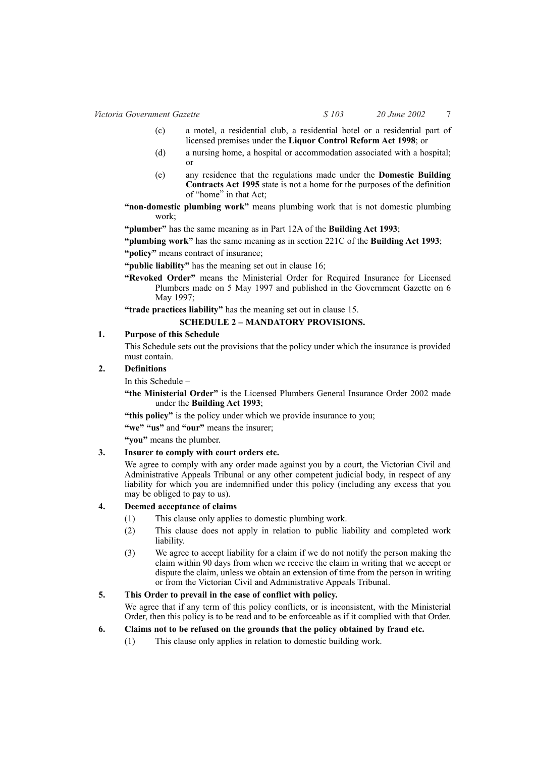(c) a motel, a residential club, a residential hotel or a residential part of licensed premises under the **Liquor Control Reform Act 1998**; or

(d) a nursing home, a hospital or accommodation associated with a hospital; or

(e) any residence that the regulations made under the **Domestic Building Contracts Act 1995** state is not a home for the purposes of the definition of "home" in that Act;

**"non-domestic plumbing work"** means plumbing work that is not domestic plumbing work;

**"plumber"** has the same meaning as in Part 12A of the **Building Act 1993**;

**"plumbing work"** has the same meaning as in section 221C of the **Building Act 1993**;

**"policy"** means contract of insurance;

**"public liability"** has the meaning set out in clause 16;

**"Revoked Order"** means the Ministerial Order for Required Insurance for Licensed Plumbers made on 5 May 1997 and published in the Government Gazette on 6 May 1997;

**"trade practices liability"** has the meaning set out in clause 15.

## SCHEDULE 2 – MANDATORY PROVISIONS.

**1. Purpose of this Schedule**

This Schedule sets out the provisions that the policy under which the insurance is provided must contain.

**2. Definitions**

In this Schedule –

**"the Ministerial Order"** is the Licensed Plumbers General Insurance Order 2002 made under the **Building Act 1993**;

**"this policy"** is the policy under which we provide insurance to you;

**"we" "us"** and **"our"** means the insurer;

**"you"** means the plumber.

**3. Insurer to comply with court orders etc.**

We agree to comply with any order made against you by a court, the Victorian Civil and Administrative Appeals Tribunal or any other competent judicial body, in respect of any liability for which you are indemnified under this policy (including any excess that you may be obliged to pay to us).

**4. Deemed acceptance of claims**

(1) This clause only applies to domestic plumbing work.

(2) This clause does not apply in relation to public liability and completed work liability.

(3) We agree to accept liability for a claim if we do not notify the person making the claim within 90 days from when we receive the claim in writing that we accept or dispute the claim, unless we obtain an extension of time from the person in writing or from the Victorian Civil and Administrative Appeals Tribunal.

**5. This Order to prevail in the case of conflict with policy.**

We agree that if any term of this policy conflicts, or is inconsistent, with the Ministerial Order, then this policy is to be read and to be enforceable as if it complied with that Order.

**6. Claims not to be refused on the grounds that the policy obtained by fraud etc.**

(1) This clause only applies in relation to domestic building work.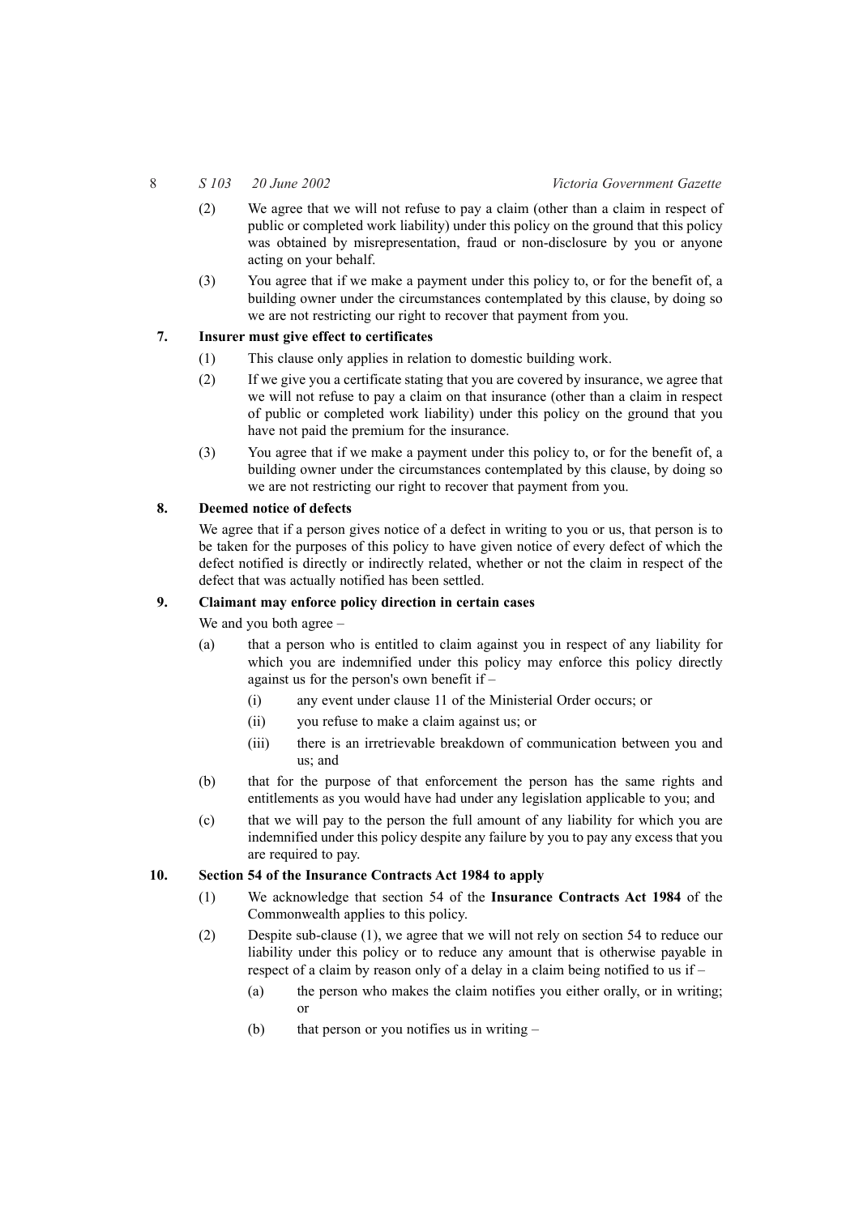(2) We agree that we will not refuse to pay a claim (other than a claim in respect of public or completed work liability) under this policy on the ground that this policy was obtained by misrepresentation, fraud or non-disclosure by you or anyone acting on your behalf.

(3) You agree that if we make a payment under this policy to, or for the benefit of, a building owner under the circumstances contemplated by this clause, by doing so we are not restricting our right to recover that payment from you.

**7. Insurer must give effect to certificates**

(1) This clause only applies in relation to domestic building work.

(2) If we give you a certificate stating that you are covered by insurance, we agree that we will not refuse to pay a claim on that insurance (other than a claim in respect of public or completed work liability) under this policy on the ground that you have not paid the premium for the insurance.

(3) You agree that if we make a payment under this policy to, or for the benefit of, a building owner under the circumstances contemplated by this clause, by doing so we are not restricting our right to recover that payment from you.

**8. Deemed notice of defects**

We agree that if a person gives notice of a defect in writing to you or us, that person is to be taken for the purposes of this policy to have given notice of every defect of which the defect notified is directly or indirectly related, whether or not the claim in respect of the defect that was actually notified has been settled.

**9. Claimant may enforce policy direction in certain cases**

We and you both agree –

(a) that a person who is entitled to claim against you in respect of any liability for which you are indemnified under this policy may enforce this policy directly against us for the person's own benefit if –

  (i) any event under clause 11 of the Ministerial Order occurs; or

  (ii) you refuse to make a claim against us; or

  (iii) there is an irretrievable breakdown of communication between you and us; and

(b) that for the purpose of that enforcement the person has the same rights and entitlements as you would have had under any legislation applicable to you; and

(c) that we will pay to the person the full amount of any liability for which you are indemnified under this policy despite any failure by you to pay any excess that you are required to pay.

**10. Section 54 of the Insurance Contracts Act 1984 to apply**

(1) We acknowledge that section 54 of the **Insurance Contracts Act 1984** of the Commonwealth applies to this policy.

(2) Despite sub-clause (1), we agree that we will not rely on section 54 to reduce our liability under this policy or to reduce any amount that is otherwise payable in respect of a claim by reason only of a delay in a claim being notified to us if –

  (a) the person who makes the claim notifies you either orally, or in writing; or

  (b) that person or you notifies us in writing –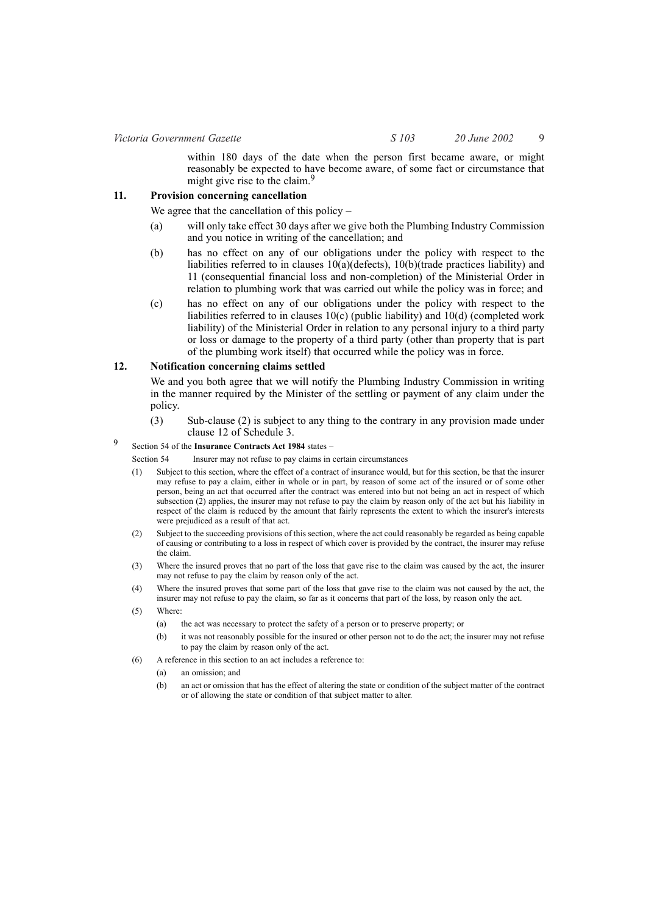within 180 days of the date when the person first became aware, or might reasonably be expected to have become aware, of some fact or circumstance that might give rise to the claim.[9]

**11. Provision concerning cancellation**

We agree that the cancellation of this policy –

(a) will only take effect 30 days after we give both the Plumbing Industry Commission and you notice in writing of the cancellation; and

(b) has no effect on any of our obligations under the policy with respect to the liabilities referred to in clauses 10(a)(defects), 10(b)(trade practices liability) and 11 (consequential financial loss and non-completion) of the Ministerial Order in relation to plumbing work that was carried out while the policy was in force; and

(c) has no effect on any of our obligations under the policy with respect to the liabilities referred to in clauses 10(c) (public liability) and 10(d) (completed work liability) of the Ministerial Order in relation to any personal injury to a third party or loss or damage to the property of a third party (other than property that is part of the plumbing work itself) that occurred while the policy was in force.

**12. Notification concerning claims settled**

We and you both agree that we will notify the Plumbing Industry Commission in writing in the manner required by the Minister of the settling or payment of any claim under the policy.

(3) Sub-clause (2) is subject to any thing to the contrary in any provision made under clause 12 of Schedule 3.

---

[9] Section 54 of the **Insurance Contracts Act 1984** states –

Section 54 Insurer may not refuse to pay claims in certain circumstances

(1) Subject to this section, where the effect of a contract of insurance would, but for this section, be that the insurer may refuse to pay a claim, either in whole or in part, by reason of some act of the insured or of some other person, being an act that occurred after the contract was entered into but not being an act in respect of which subsection (2) applies, the insurer may not refuse to pay the claim by reason only of the act but his liability in respect of the claim is reduced by the amount that fairly represents the extent to which the insurer's interests were prejudiced as a result of that act.

(2) Subject to the succeeding provisions of this section, where the act could reasonably be regarded as being capable of causing or contributing to a loss in respect of which cover is provided by the contract, the insurer may refuse the claim.

(3) Where the insured proves that no part of the loss that gave rise to the claim was caused by the act, the insurer may not refuse to pay the claim by reason only of the act.

(4) Where the insured proves that some part of the loss that gave rise to the claim was not caused by the act, the insurer may not refuse to pay the claim, so far as it concerns that part of the loss, by reason only the act.

(5) Where:

(a) the act was necessary to protect the safety of a person or to preserve property; or

(b) it was not reasonably possible for the insured or other person not to do the act; the insurer may not refuse to pay the claim by reason only of the act.

(6) A reference in this section to an act includes a reference to:

(a) an omission; and

(b) an act or omission that has the effect of altering the state or condition of the subject matter of the contract or of allowing the state or condition of that subject matter to alter.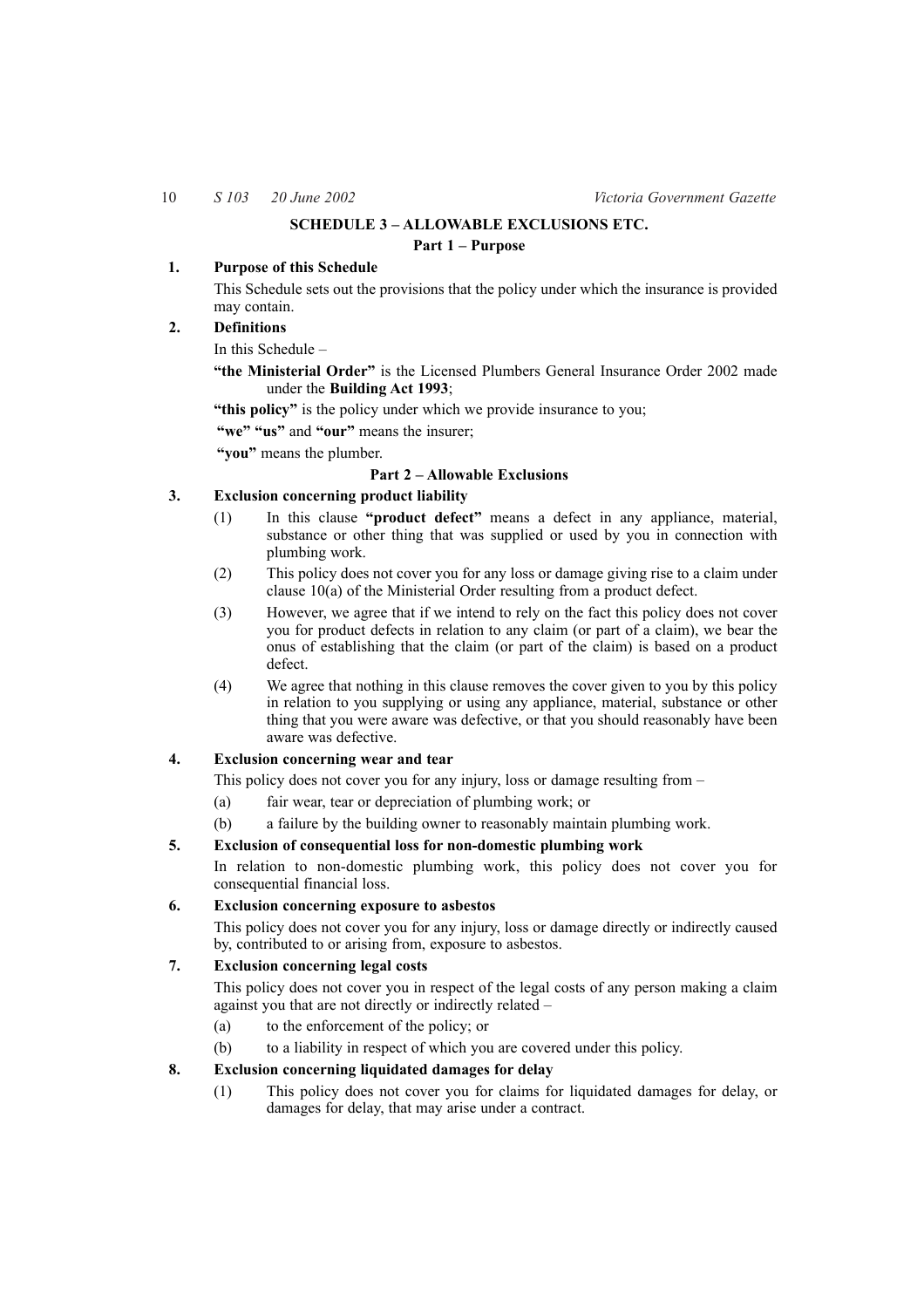## SCHEDULE 3 – ALLOWABLE EXCLUSIONS ETC.

### Part 1 – Purpose

**1. Purpose of this Schedule**

This Schedule sets out the provisions that the policy under which the insurance is provided may contain.

**2. Definitions**

In this Schedule –

**"the Ministerial Order"** is the Licensed Plumbers General Insurance Order 2002 made under the **Building Act 1993**;

**"this policy"** is the policy under which we provide insurance to you;

**"we" "us"** and **"our"** means the insurer;

**"you"** means the plumber.

### Part 2 – Allowable Exclusions

**3. Exclusion concerning product liability**

(1) In this clause **"product defect"** means a defect in any appliance, material, substance or other thing that was supplied or used by you in connection with plumbing work.

(2) This policy does not cover you for any loss or damage giving rise to a claim under clause 10(a) of the Ministerial Order resulting from a product defect.

(3) However, we agree that if we intend to rely on the fact this policy does not cover you for product defects in relation to any claim (or part of a claim), we bear the onus of establishing that the claim (or part of the claim) is based on a product defect.

(4) We agree that nothing in this clause removes the cover given to you by this policy in relation to you supplying or using any appliance, material, substance or other thing that you were aware was defective, or that you should reasonably have been aware was defective.

**4. Exclusion concerning wear and tear**

This policy does not cover you for any injury, loss or damage resulting from –

(a) fair wear, tear or depreciation of plumbing work; or

(b) a failure by the building owner to reasonably maintain plumbing work.

**5. Exclusion of consequential loss for non-domestic plumbing work**

In relation to non-domestic plumbing work, this policy does not cover you for consequential financial loss.

**6. Exclusion concerning exposure to asbestos**

This policy does not cover you for any injury, loss or damage directly or indirectly caused by, contributed to or arising from, exposure to asbestos.

**7. Exclusion concerning legal costs**

This policy does not cover you in respect of the legal costs of any person making a claim against you that are not directly or indirectly related –

(a) to the enforcement of the policy; or

(b) to a liability in respect of which you are covered under this policy.

**8. Exclusion concerning liquidated damages for delay**

(1) This policy does not cover you for claims for liquidated damages for delay, or damages for delay, that may arise under a contract.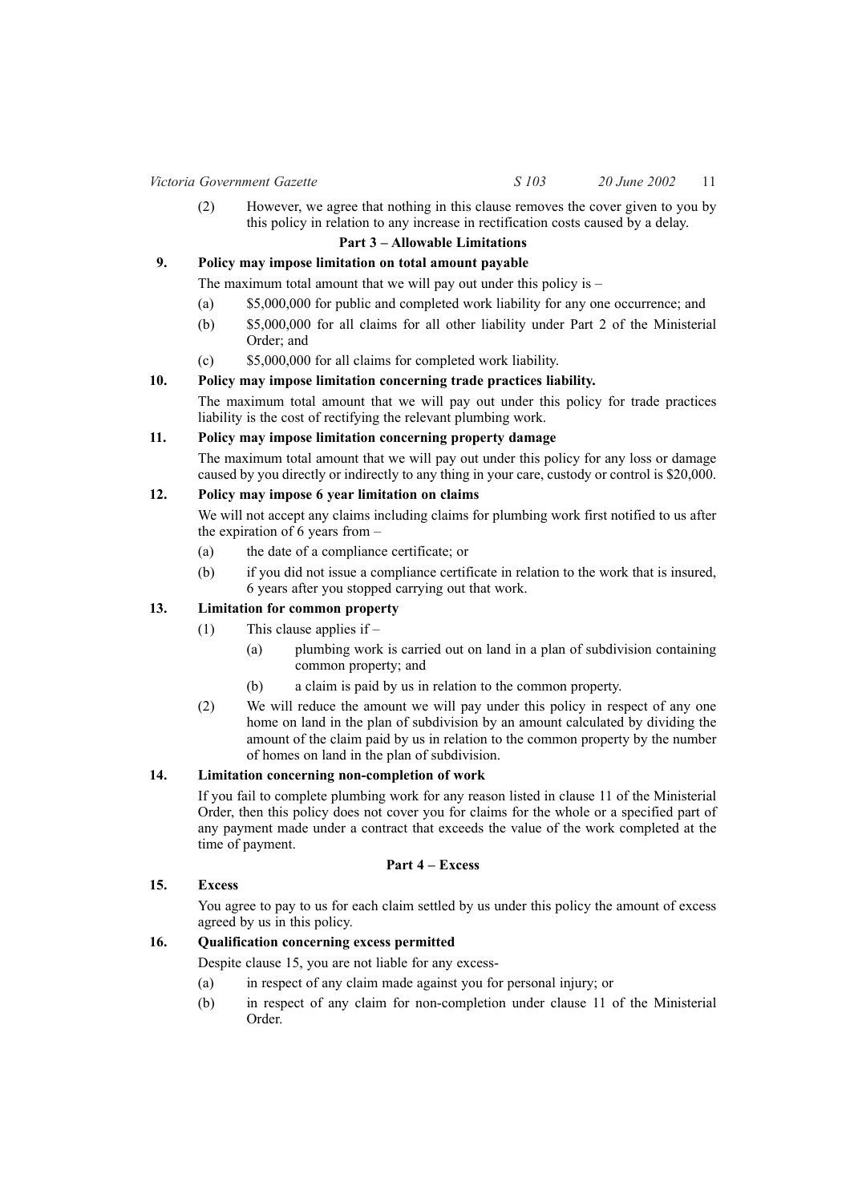(2) However, we agree that nothing in this clause removes the cover given to you by this policy in relation to any increase in rectification costs caused by a delay.

## Part 3 – Allowable Limitations

**9. Policy may impose limitation on total amount payable**

The maximum total amount that we will pay out under this policy is –

(a) $5,000,000 for public and completed work liability for any one occurrence; and

(b) $5,000,000 for all claims for all other liability under Part 2 of the Ministerial Order; and

(c) $5,000,000 for all claims for completed work liability.

**10. Policy may impose limitation concerning trade practices liability.**

The maximum total amount that we will pay out under this policy for trade practices liability is the cost of rectifying the relevant plumbing work.

**11. Policy may impose limitation concerning property damage**

The maximum total amount that we will pay out under this policy for any loss or damage caused by you directly or indirectly to any thing in your care, custody or control is $20,000.

**12. Policy may impose 6 year limitation on claims**

We will not accept any claims including claims for plumbing work first notified to us after the expiration of 6 years from –

(a) the date of a compliance certificate; or

(b) if you did not issue a compliance certificate in relation to the work that is insured, 6 years after you stopped carrying out that work.

**13. Limitation for common property**

(1) This clause applies if –

(a) plumbing work is carried out on land in a plan of subdivision containing common property; and

(b) a claim is paid by us in relation to the common property.

(2) We will reduce the amount we will pay under this policy in respect of any one home on land in the plan of subdivision by an amount calculated by dividing the amount of the claim paid by us in relation to the common property by the number of homes on land in the plan of subdivision.

**14. Limitation concerning non-completion of work**

If you fail to complete plumbing work for any reason listed in clause 11 of the Ministerial Order, then this policy does not cover you for claims for the whole or a specified part of any payment made under a contract that exceeds the value of the work completed at the time of payment.

## Part 4 – Excess

**15. Excess**

You agree to pay to us for each claim settled by us under this policy the amount of excess agreed by us in this policy.

**16. Qualification concerning excess permitted**

Despite clause 15, you are not liable for any excess-

(a) in respect of any claim made against you for personal injury; or

(b) in respect of any claim for non-completion under clause 11 of the Ministerial Order.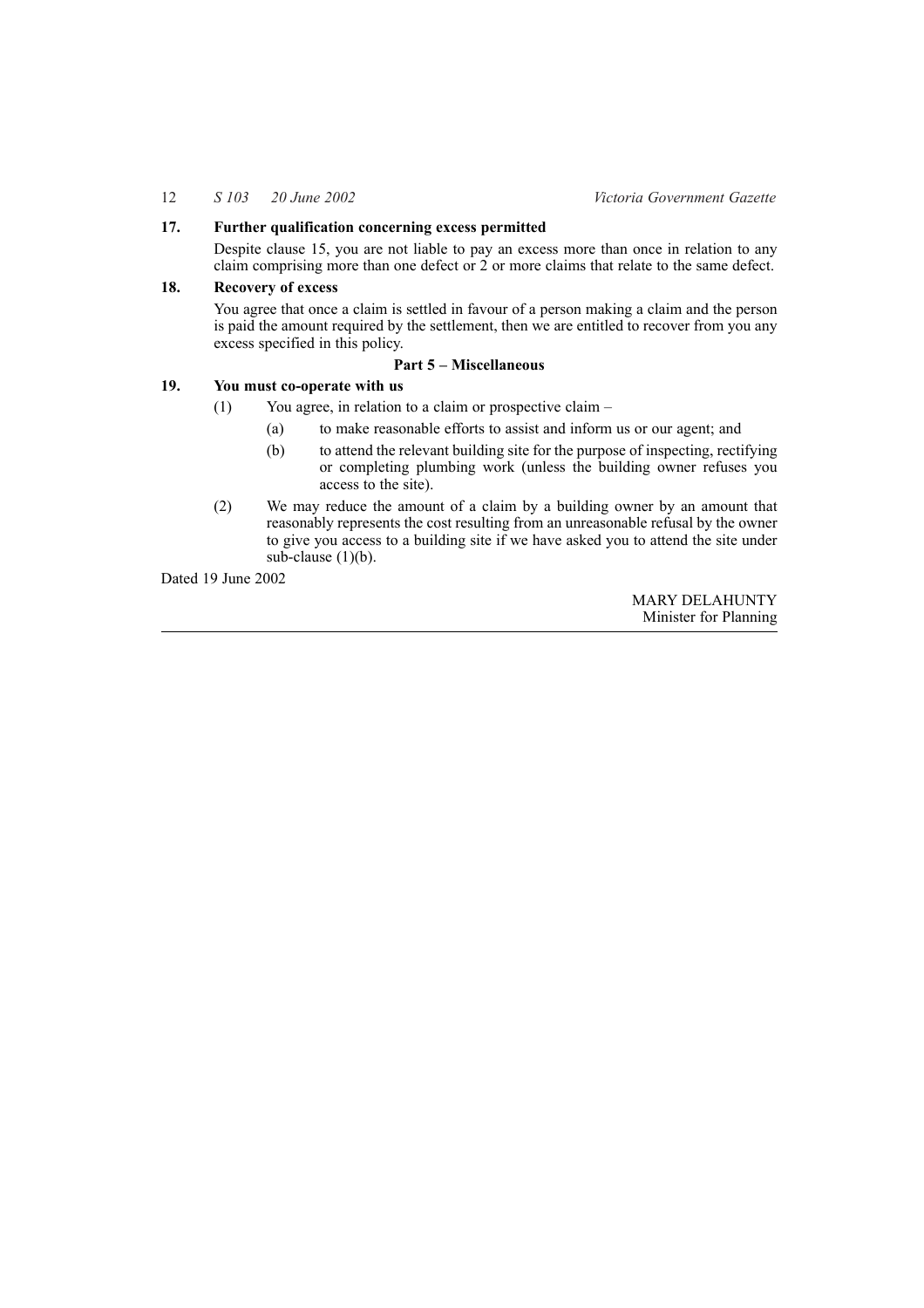### 17. Further qualification concerning excess permitted

Despite clause 15, you are not liable to pay an excess more than once in relation to any claim comprising more than one defect or 2 or more claims that relate to the same defect.

### 18. Recovery of excess

You agree that once a claim is settled in favour of a person making a claim and the person is paid the amount required by the settlement, then we are entitled to recover from you any excess specified in this policy.

## Part 5 – Miscellaneous

### 19. You must co-operate with us

(1) You agree, in relation to a claim or prospective claim –

   (a) to make reasonable efforts to assist and inform us or our agent; and

   (b) to attend the relevant building site for the purpose of inspecting, rectifying or completing plumbing work (unless the building owner refuses you access to the site).

(2) We may reduce the amount of a claim by a building owner by an amount that reasonably represents the cost resulting from an unreasonable refusal by the owner to give you access to a building site if we have asked you to attend the site under sub-clause (1)(b).

Dated 19 June 2002

MARY DELAHUNTY
Minister for Planning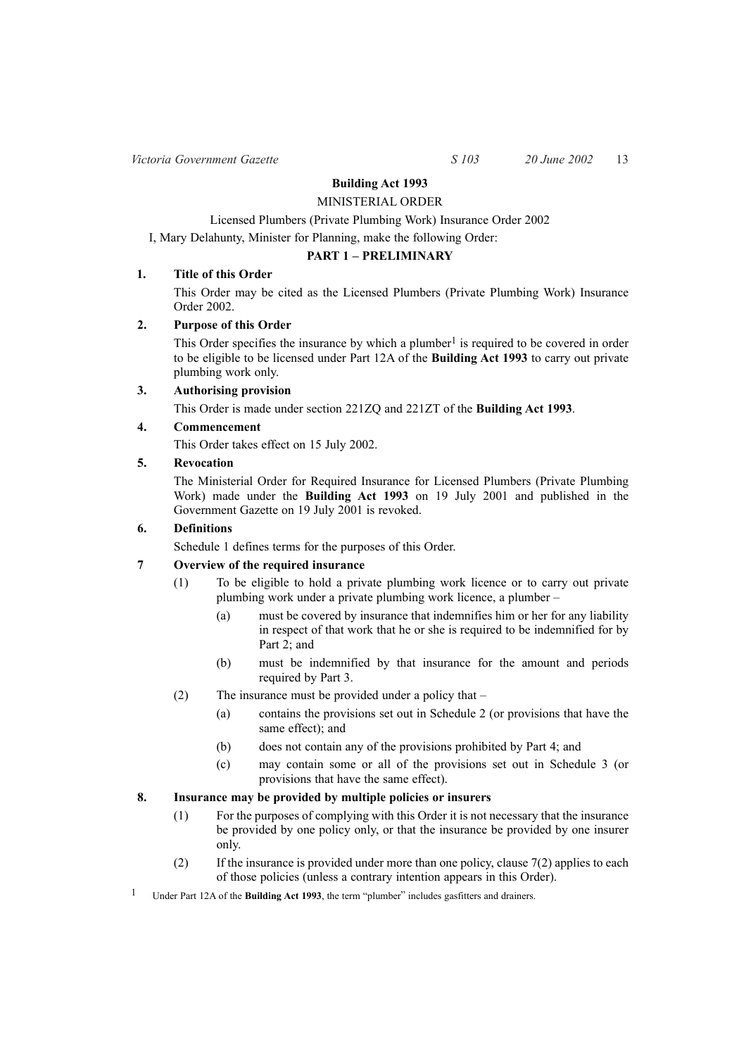**Building Act 1993**

MINISTERIAL ORDER

Licensed Plumbers (Private Plumbing Work) Insurance Order 2002

I, Mary Delahunty, Minister for Planning, make the following Order:

## PART 1 – PRELIMINARY

### 1. Title of this Order

This Order may be cited as the Licensed Plumbers (Private Plumbing Work) Insurance Order 2002.

### 2. Purpose of this Order

This Order specifies the insurance by which a plumber[1] is required to be covered in order to be eligible to be licensed under Part 12A of the **Building Act 1993** to carry out private plumbing work only.

### 3. Authorising provision

This Order is made under section 221ZQ and 221ZT of the **Building Act 1993**.

### 4. Commencement

This Order takes effect on 15 July 2002.

### 5. Revocation

The Ministerial Order for Required Insurance for Licensed Plumbers (Private Plumbing Work) made under the **Building Act 1993** on 19 July 2001 and published in the Government Gazette on 19 July 2001 is revoked.

### 6. Definitions

Schedule 1 defines terms for the purposes of this Order.

### 7 Overview of the required insurance

(1) To be eligible to hold a private plumbing work licence or to carry out private plumbing work under a private plumbing work licence, a plumber –

(a) must be covered by insurance that indemnifies him or her for any liability in respect of that work that he or she is required to be indemnified for by Part 2; and

(b) must be indemnified by that insurance for the amount and periods required by Part 3.

(2) The insurance must be provided under a policy that –

(a) contains the provisions set out in Schedule 2 (or provisions that have the same effect); and

(b) does not contain any of the provisions prohibited by Part 4; and

(c) may contain some or all of the provisions set out in Schedule 3 (or provisions that have the same effect).

### 8. Insurance may be provided by multiple policies or insurers

(1) For the purposes of complying with this Order it is not necessary that the insurance be provided by one policy only, or that the insurance be provided by one insurer only.

(2) If the insurance is provided under more than one policy, clause 7(2) applies to each of those policies (unless a contrary intention appears in this Order).

[1] Under Part 12A of the **Building Act 1993**, the term "plumber" includes gasfitters and drainers.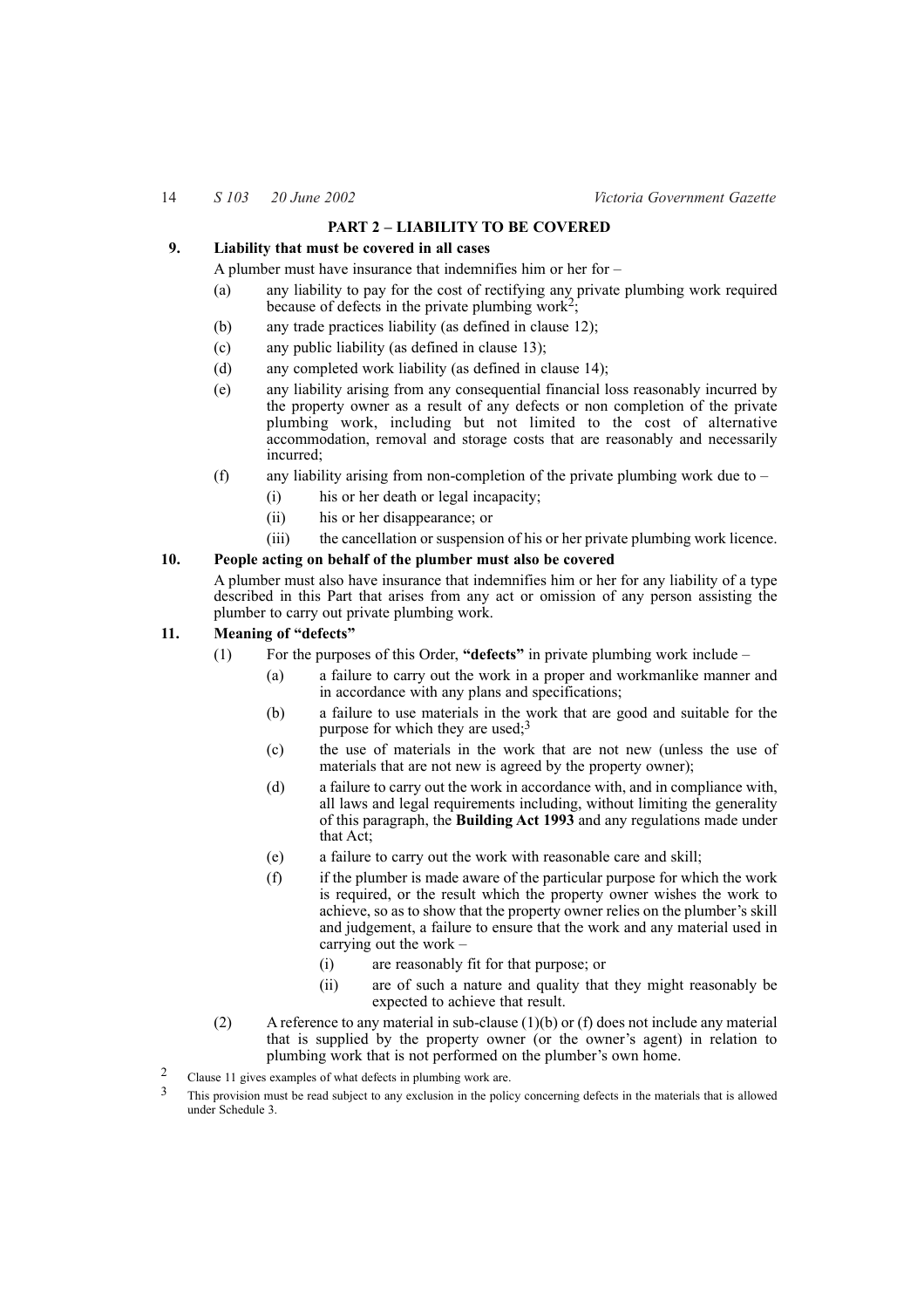## PART 2 – LIABILITY TO BE COVERED

**9. Liability that must be covered in all cases**

A plumber must have insurance that indemnifies him or her for –

(a) any liability to pay for the cost of rectifying any private plumbing work required because of defects in the private plumbing work[2];

(b) any trade practices liability (as defined in clause 12);

(c) any public liability (as defined in clause 13);

(d) any completed work liability (as defined in clause 14);

(e) any liability arising from any consequential financial loss reasonably incurred by the property owner as a result of any defects or non completion of the private plumbing work, including but not limited to the cost of alternative accommodation, removal and storage costs that are reasonably and necessarily incurred;

(f) any liability arising from non-completion of the private plumbing work due to –

(i) his or her death or legal incapacity;

(ii) his or her disappearance; or

(iii) the cancellation or suspension of his or her private plumbing work licence.

**10. People acting on behalf of the plumber must also be covered**

A plumber must also have insurance that indemnifies him or her for any liability of a type described in this Part that arises from any act or omission of any person assisting the plumber to carry out private plumbing work.

**11. Meaning of "defects"**

(1) For the purposes of this Order, **"defects"** in private plumbing work include –

(a) a failure to carry out the work in a proper and workmanlike manner and in accordance with any plans and specifications;

(b) a failure to use materials in the work that are good and suitable for the purpose for which they are used;[3]

(c) the use of materials in the work that are not new (unless the use of materials that are not new is agreed by the property owner);

(d) a failure to carry out the work in accordance with, and in compliance with, all laws and legal requirements including, without limiting the generality of this paragraph, the **Building Act 1993** and any regulations made under that Act;

(e) a failure to carry out the work with reasonable care and skill;

(f) if the plumber is made aware of the particular purpose for which the work is required, or the result which the property owner wishes the work to achieve, so as to show that the property owner relies on the plumber's skill and judgement, a failure to ensure that the work and any material used in carrying out the work –

(i) are reasonably fit for that purpose; or

(ii) are of such a nature and quality that they might reasonably be expected to achieve that result.

(2) A reference to any material in sub-clause (1)(b) or (f) does not include any material that is supplied by the property owner (or the owner's agent) in relation to plumbing work that is not performed on the plumber's own home.

---

[2] Clause 11 gives examples of what defects in plumbing work are.

[3] This provision must be read subject to any exclusion in the policy concerning defects in the materials that is allowed under Schedule 3.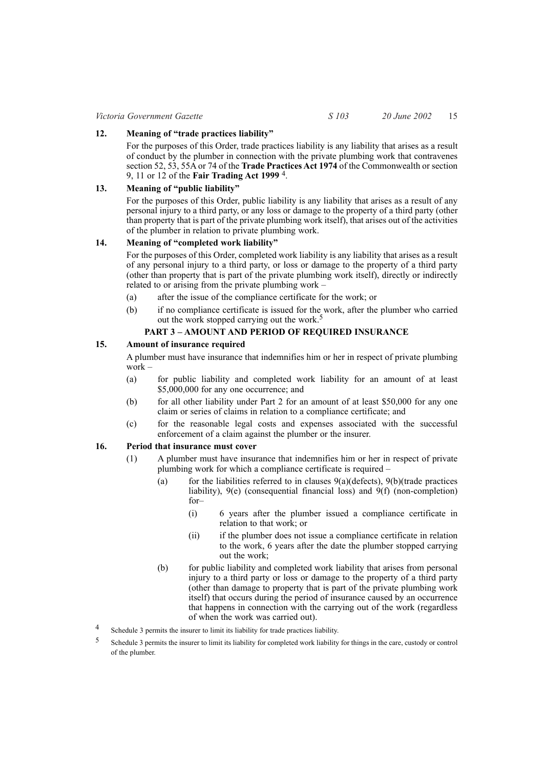**12. Meaning of "trade practices liability"**

For the purposes of this Order, trade practices liability is any liability that arises as a result of conduct by the plumber in connection with the private plumbing work that contravenes section 52, 53, 55A or 74 of the **Trade Practices Act 1974** of the Commonwealth or section 9, 11 or 12 of the **Fair Trading Act 1999** [4].

**13. Meaning of "public liability"**

For the purposes of this Order, public liability is any liability that arises as a result of any personal injury to a third party, or any loss or damage to the property of a third party (other than property that is part of the private plumbing work itself), that arises out of the activities of the plumber in relation to private plumbing work.

**14. Meaning of "completed work liability"**

For the purposes of this Order, completed work liability is any liability that arises as a result of any personal injury to a third party, or loss or damage to the property of a third party (other than property that is part of the private plumbing work itself), directly or indirectly related to or arising from the private plumbing work –

(a) after the issue of the compliance certificate for the work; or

(b) if no compliance certificate is issued for the work, after the plumber who carried out the work stopped carrying out the work.[5]

**PART 3 – AMOUNT AND PERIOD OF REQUIRED INSURANCE**

**15. Amount of insurance required**

A plumber must have insurance that indemnifies him or her in respect of private plumbing work –

(a) for public liability and completed work liability for an amount of at least $5,000,000 for any one occurrence; and

(b) for all other liability under Part 2 for an amount of at least $50,000 for any one claim or series of claims in relation to a compliance certificate; and

(c) for the reasonable legal costs and expenses associated with the successful enforcement of a claim against the plumber or the insurer.

**16. Period that insurance must cover**

(1) A plumber must have insurance that indemnifies him or her in respect of private plumbing work for which a compliance certificate is required –

(a) for the liabilities referred to in clauses 9(a)(defects), 9(b)(trade practices liability), 9(e) (consequential financial loss) and 9(f) (non-completion) for–

(i) 6 years after the plumber issued a compliance certificate in relation to that work; or

(ii) if the plumber does not issue a compliance certificate in relation to the work, 6 years after the date the plumber stopped carrying out the work;

(b) for public liability and completed work liability that arises from personal injury to a third party or loss or damage to the property of a third party (other than damage to property that is part of the private plumbing work itself) that occurs during the period of insurance caused by an occurrence that happens in connection with the carrying out of the work (regardless of when the work was carried out).

---

[4] Schedule 3 permits the insurer to limit its liability for trade practices liability.

[5] Schedule 3 permits the insurer to limit its liability for completed work liability for things in the care, custody or control of the plumber.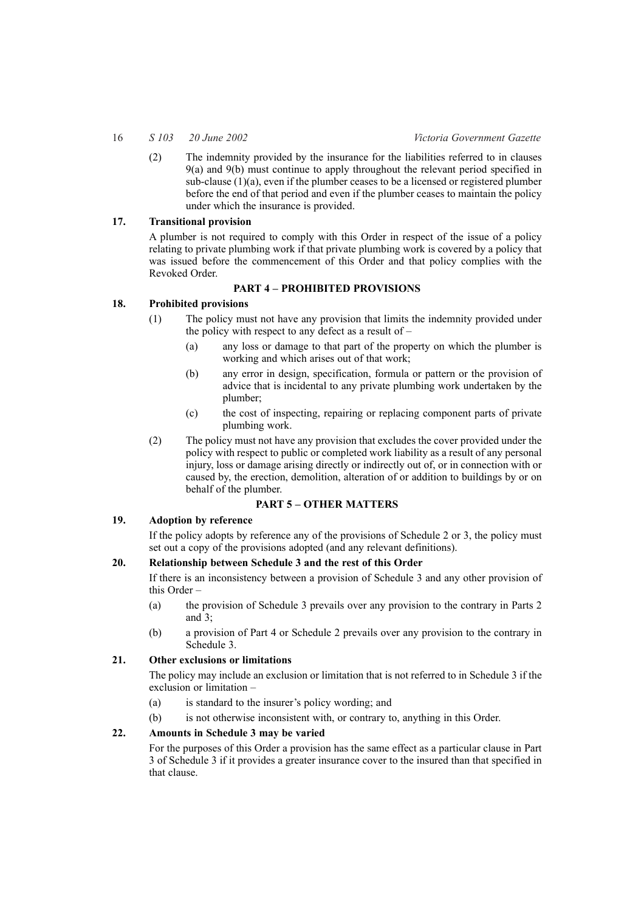(2) The indemnity provided by the insurance for the liabilities referred to in clauses 9(a) and 9(b) must continue to apply throughout the relevant period specified in sub-clause (1)(a), even if the plumber ceases to be a licensed or registered plumber before the end of that period and even if the plumber ceases to maintain the policy under which the insurance is provided.

**17. Transitional provision**

A plumber is not required to comply with this Order in respect of the issue of a policy relating to private plumbing work if that private plumbing work is covered by a policy that was issued before the commencement of this Order and that policy complies with the Revoked Order.

## PART 4 – PROHIBITED PROVISIONS

**18. Prohibited provisions**

(1) The policy must not have any provision that limits the indemnity provided under the policy with respect to any defect as a result of –

(a) any loss or damage to that part of the property on which the plumber is working and which arises out of that work;

(b) any error in design, specification, formula or pattern or the provision of advice that is incidental to any private plumbing work undertaken by the plumber;

(c) the cost of inspecting, repairing or replacing component parts of private plumbing work.

(2) The policy must not have any provision that excludes the cover provided under the policy with respect to public or completed work liability as a result of any personal injury, loss or damage arising directly or indirectly out of, or in connection with or caused by, the erection, demolition, alteration of or addition to buildings by or on behalf of the plumber.

## PART 5 – OTHER MATTERS

**19. Adoption by reference**

If the policy adopts by reference any of the provisions of Schedule 2 or 3, the policy must set out a copy of the provisions adopted (and any relevant definitions).

**20. Relationship between Schedule 3 and the rest of this Order**

If there is an inconsistency between a provision of Schedule 3 and any other provision of this Order –

(a) the provision of Schedule 3 prevails over any provision to the contrary in Parts 2 and 3;

(b) a provision of Part 4 or Schedule 2 prevails over any provision to the contrary in Schedule 3.

**21. Other exclusions or limitations**

The policy may include an exclusion or limitation that is not referred to in Schedule 3 if the exclusion or limitation –

(a) is standard to the insurer's policy wording; and

(b) is not otherwise inconsistent with, or contrary to, anything in this Order.

**22. Amounts in Schedule 3 may be varied**

For the purposes of this Order a provision has the same effect as a particular clause in Part 3 of Schedule 3 if it provides a greater insurance cover to the insured than that specified in that clause.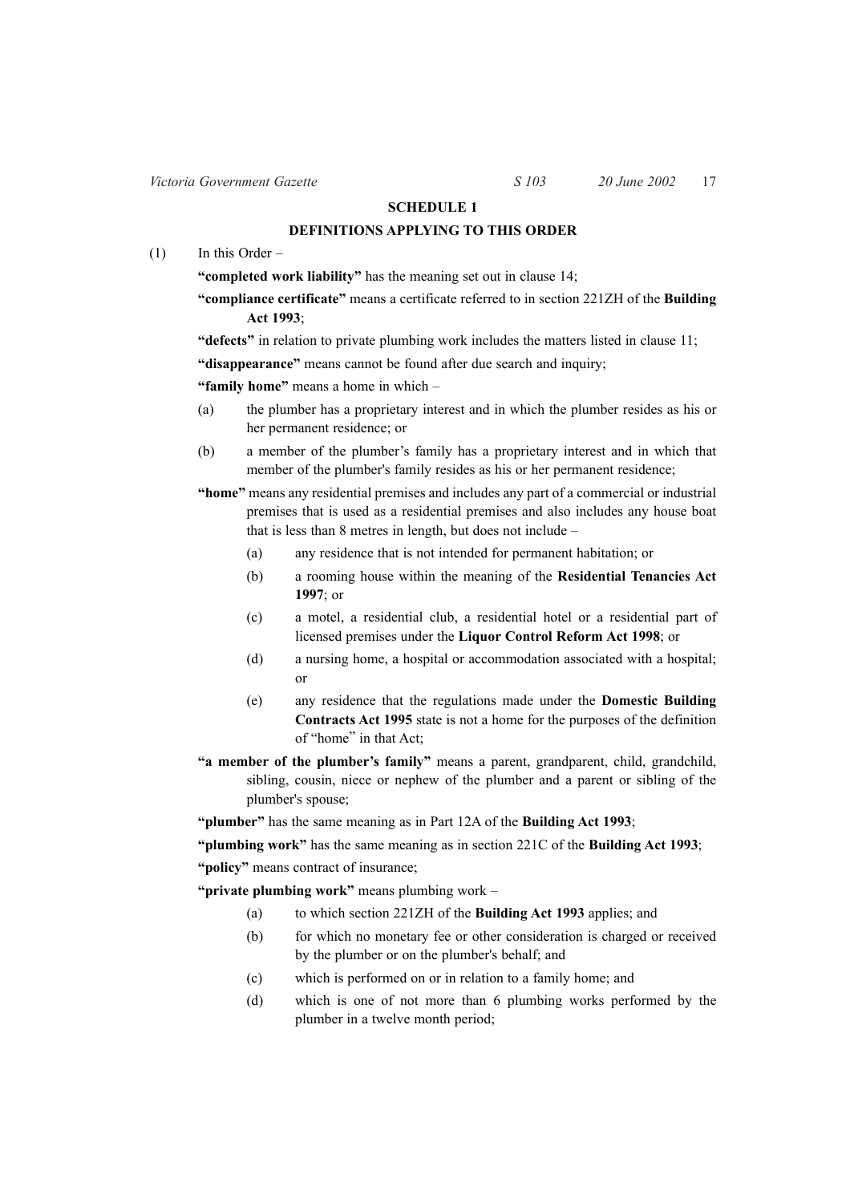## SCHEDULE 1

### DEFINITIONS APPLYING TO THIS ORDER

(1) In this Order –

**"completed work liability"** has the meaning set out in clause 14;

**"compliance certificate"** means a certificate referred to in section 221ZH of the **Building Act 1993**;

**"defects"** in relation to private plumbing work includes the matters listed in clause 11;

**"disappearance"** means cannot be found after due search and inquiry;

**"family home"** means a home in which –

(a) the plumber has a proprietary interest and in which the plumber resides as his or her permanent residence; or

(b) a member of the plumber's family has a proprietary interest and in which that member of the plumber's family resides as his or her permanent residence;

**"home"** means any residential premises and includes any part of a commercial or industrial premises that is used as a residential premises and also includes any house boat that is less than 8 metres in length, but does not include –

(a) any residence that is not intended for permanent habitation; or

(b) a rooming house within the meaning of the **Residential Tenancies Act 1997**; or

(c) a motel, a residential club, a residential hotel or a residential part of licensed premises under the **Liquor Control Reform Act 1998**; or

(d) a nursing home, a hospital or accommodation associated with a hospital; or

(e) any residence that the regulations made under the **Domestic Building Contracts Act 1995** state is not a home for the purposes of the definition of "home" in that Act;

**"a member of the plumber's family"** means a parent, grandparent, child, grandchild, sibling, cousin, niece or nephew of the plumber and a parent or sibling of the plumber's spouse;

**"plumber"** has the same meaning as in Part 12A of the **Building Act 1993**;

**"plumbing work"** has the same meaning as in section 221C of the **Building Act 1993**;

**"policy"** means contract of insurance;

**"private plumbing work"** means plumbing work –

(a) to which section 221ZH of the **Building Act 1993** applies; and

(b) for which no monetary fee or other consideration is charged or received by the plumber or on the plumber's behalf; and

(c) which is performed on or in relation to a family home; and

(d) which is one of not more than 6 plumbing works performed by the plumber in a twelve month period;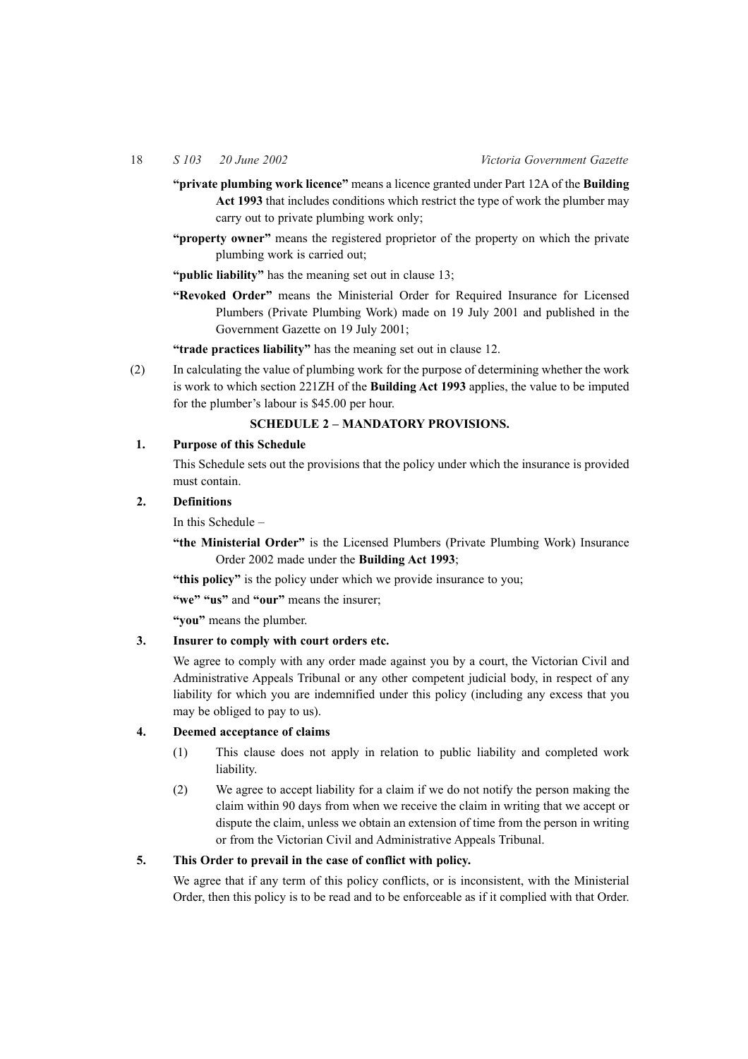**"private plumbing work licence"** means a licence granted under Part 12A of the **Building Act 1993** that includes conditions which restrict the type of work the plumber may carry out to private plumbing work only;

**"property owner"** means the registered proprietor of the property on which the private plumbing work is carried out;

**"public liability"** has the meaning set out in clause 13;

**"Revoked Order"** means the Ministerial Order for Required Insurance for Licensed Plumbers (Private Plumbing Work) made on 19 July 2001 and published in the Government Gazette on 19 July 2001;

**"trade practices liability"** has the meaning set out in clause 12.

(2) In calculating the value of plumbing work for the purpose of determining whether the work is work to which section 221ZH of the **Building Act 1993** applies, the value to be imputed for the plumber's labour is $45.00 per hour.

## SCHEDULE 2 – MANDATORY PROVISIONS.

**1. Purpose of this Schedule**

This Schedule sets out the provisions that the policy under which the insurance is provided must contain.

**2. Definitions**

In this Schedule –

**"the Ministerial Order"** is the Licensed Plumbers (Private Plumbing Work) Insurance Order 2002 made under the **Building Act 1993**;

**"this policy"** is the policy under which we provide insurance to you;

**"we" "us"** and **"our"** means the insurer;

**"you"** means the plumber.

**3. Insurer to comply with court orders etc.**

We agree to comply with any order made against you by a court, the Victorian Civil and Administrative Appeals Tribunal or any other competent judicial body, in respect of any liability for which you are indemnified under this policy (including any excess that you may be obliged to pay to us).

**4. Deemed acceptance of claims**

(1) This clause does not apply in relation to public liability and completed work liability.

(2) We agree to accept liability for a claim if we do not notify the person making the claim within 90 days from when we receive the claim in writing that we accept or dispute the claim, unless we obtain an extension of time from the person in writing or from the Victorian Civil and Administrative Appeals Tribunal.

**5. This Order to prevail in the case of conflict with policy.**

We agree that if any term of this policy conflicts, or is inconsistent, with the Ministerial Order, then this policy is to be read and to be enforceable as if it complied with that Order.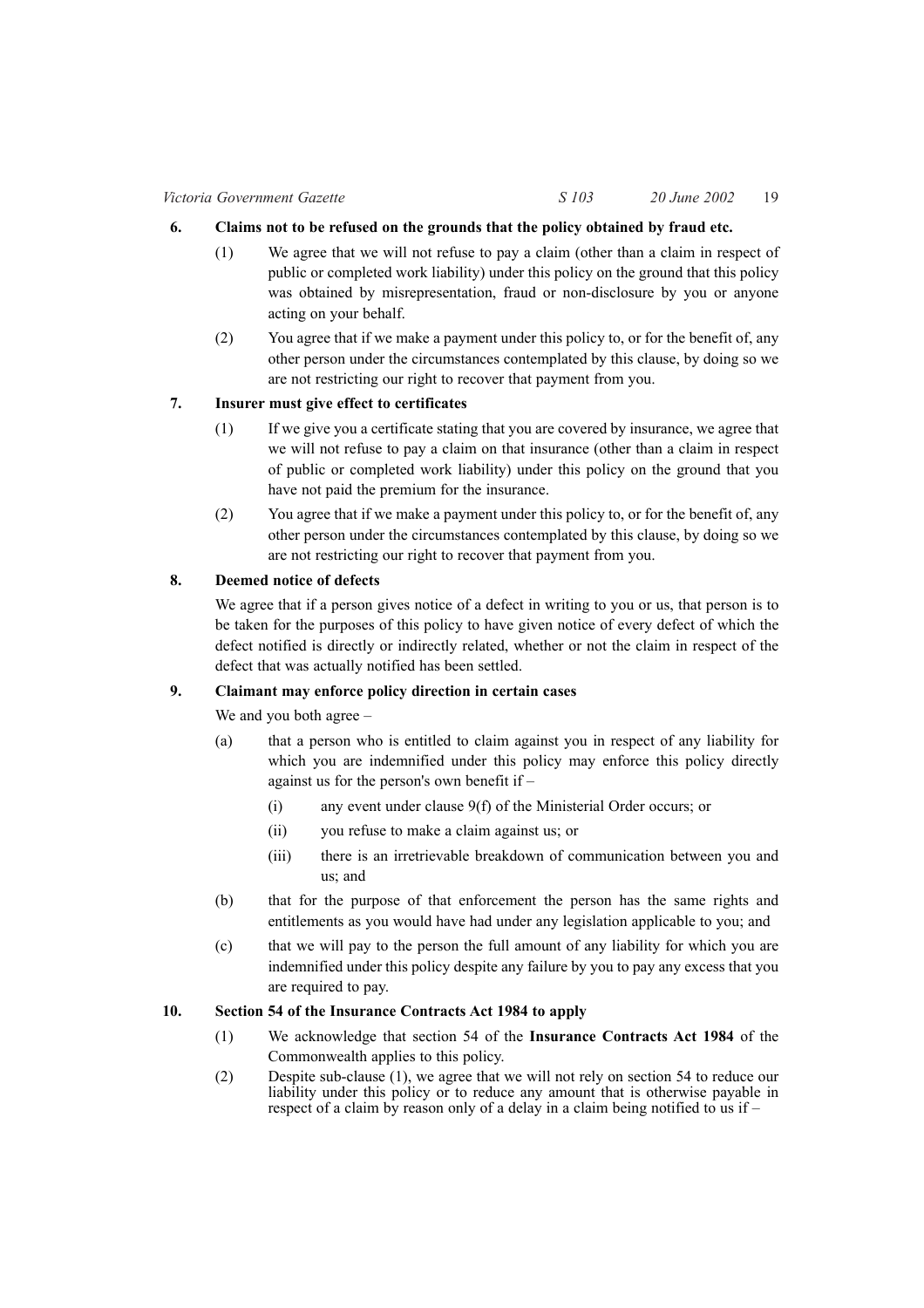**6. Claims not to be refused on the grounds that the policy obtained by fraud etc.**

(1) We agree that we will not refuse to pay a claim (other than a claim in respect of public or completed work liability) under this policy on the ground that this policy was obtained by misrepresentation, fraud or non-disclosure by you or anyone acting on your behalf.

(2) You agree that if we make a payment under this policy to, or for the benefit of, any other person under the circumstances contemplated by this clause, by doing so we are not restricting our right to recover that payment from you.

**7. Insurer must give effect to certificates**

(1) If we give you a certificate stating that you are covered by insurance, we agree that we will not refuse to pay a claim on that insurance (other than a claim in respect of public or completed work liability) under this policy on the ground that you have not paid the premium for the insurance.

(2) You agree that if we make a payment under this policy to, or for the benefit of, any other person under the circumstances contemplated by this clause, by doing so we are not restricting our right to recover that payment from you.

**8. Deemed notice of defects**

We agree that if a person gives notice of a defect in writing to you or us, that person is to be taken for the purposes of this policy to have given notice of every defect of which the defect notified is directly or indirectly related, whether or not the claim in respect of the defect that was actually notified has been settled.

**9. Claimant may enforce policy direction in certain cases**

We and you both agree –

(a) that a person who is entitled to claim against you in respect of any liability for which you are indemnified under this policy may enforce this policy directly against us for the person's own benefit if –

  (i) any event under clause 9(f) of the Ministerial Order occurs; or

  (ii) you refuse to make a claim against us; or

  (iii) there is an irretrievable breakdown of communication between you and us; and

(b) that for the purpose of that enforcement the person has the same rights and entitlements as you would have had under any legislation applicable to you; and

(c) that we will pay to the person the full amount of any liability for which you are indemnified under this policy despite any failure by you to pay any excess that you are required to pay.

**10. Section 54 of the Insurance Contracts Act 1984 to apply**

(1) We acknowledge that section 54 of the **Insurance Contracts Act 1984** of the Commonwealth applies to this policy.

(2) Despite sub-clause (1), we agree that we will not rely on section 54 to reduce our liability under this policy or to reduce any amount that is otherwise payable in respect of a claim by reason only of a delay in a claim being notified to us if –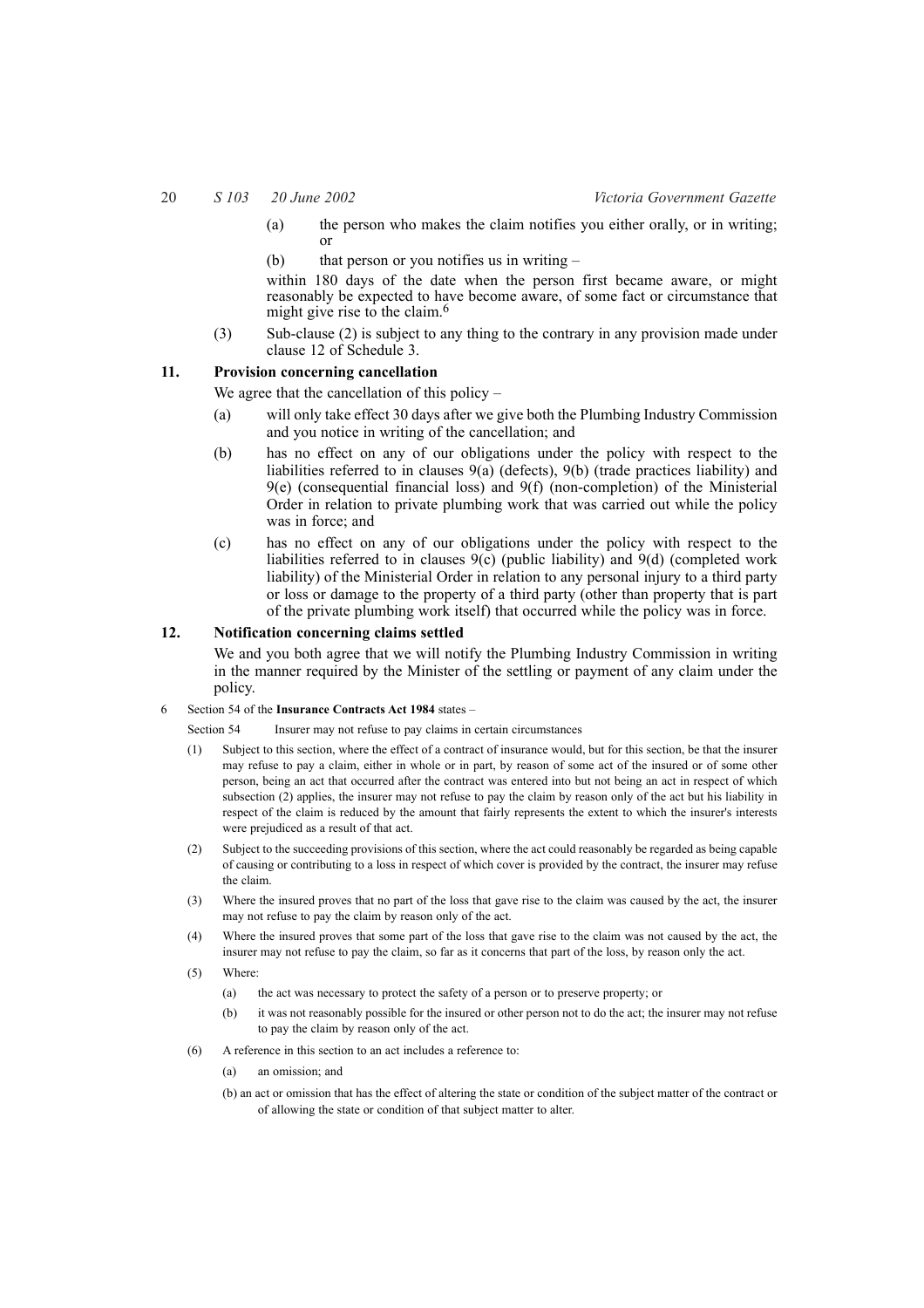(a) the person who makes the claim notifies you either orally, or in writing; or

(b) that person or you notifies us in writing –

within 180 days of the date when the person first became aware, or might reasonably be expected to have become aware, of some fact or circumstance that might give rise to the claim.[6]

(3) Sub-clause (2) is subject to any thing to the contrary in any provision made under clause 12 of Schedule 3.

**11. Provision concerning cancellation**

We agree that the cancellation of this policy –

(a) will only take effect 30 days after we give both the Plumbing Industry Commission and you notice in writing of the cancellation; and

(b) has no effect on any of our obligations under the policy with respect to the liabilities referred to in clauses 9(a) (defects), 9(b) (trade practices liability) and 9(e) (consequential financial loss) and 9(f) (non-completion) of the Ministerial Order in relation to private plumbing work that was carried out while the policy was in force; and

(c) has no effect on any of our obligations under the policy with respect to the liabilities referred to in clauses 9(c) (public liability) and 9(d) (completed work liability) of the Ministerial Order in relation to any personal injury to a third party or loss or damage to the property of a third party (other than property that is part of the private plumbing work itself) that occurred while the policy was in force.

**12. Notification concerning claims settled**

We and you both agree that we will notify the Plumbing Industry Commission in writing in the manner required by the Minister of the settling or payment of any claim under the policy.

6 Section 54 of the **Insurance Contracts Act 1984** states –

Section 54 Insurer may not refuse to pay claims in certain circumstances

(1) Subject to this section, where the effect of a contract of insurance would, but for this section, be that the insurer may refuse to pay a claim, either in whole or in part, by reason of some act of the insured or of some other person, being an act that occurred after the contract was entered into but not being an act in respect of which subsection (2) applies, the insurer may not refuse to pay the claim by reason only of the act but his liability in respect of the claim is reduced by the amount that fairly represents the extent to which the insurer's interests were prejudiced as a result of that act.

(2) Subject to the succeeding provisions of this section, where the act could reasonably be regarded as being capable of causing or contributing to a loss in respect of which cover is provided by the contract, the insurer may refuse the claim.

(3) Where the insured proves that no part of the loss that gave rise to the claim was caused by the act, the insurer may not refuse to pay the claim by reason only of the act.

(4) Where the insured proves that some part of the loss that gave rise to the claim was not caused by the act, the insurer may not refuse to pay the claim, so far as it concerns that part of the loss, by reason only the act.

(5) Where:

(a) the act was necessary to protect the safety of a person or to preserve property; or

(b) it was not reasonably possible for the insured or other person not to do the act; the insurer may not refuse to pay the claim by reason only of the act.

(6) A reference in this section to an act includes a reference to:

(a) an omission; and

(b) an act or omission that has the effect of altering the state or condition of the subject matter of the contract or of allowing the state or condition of that subject matter to alter.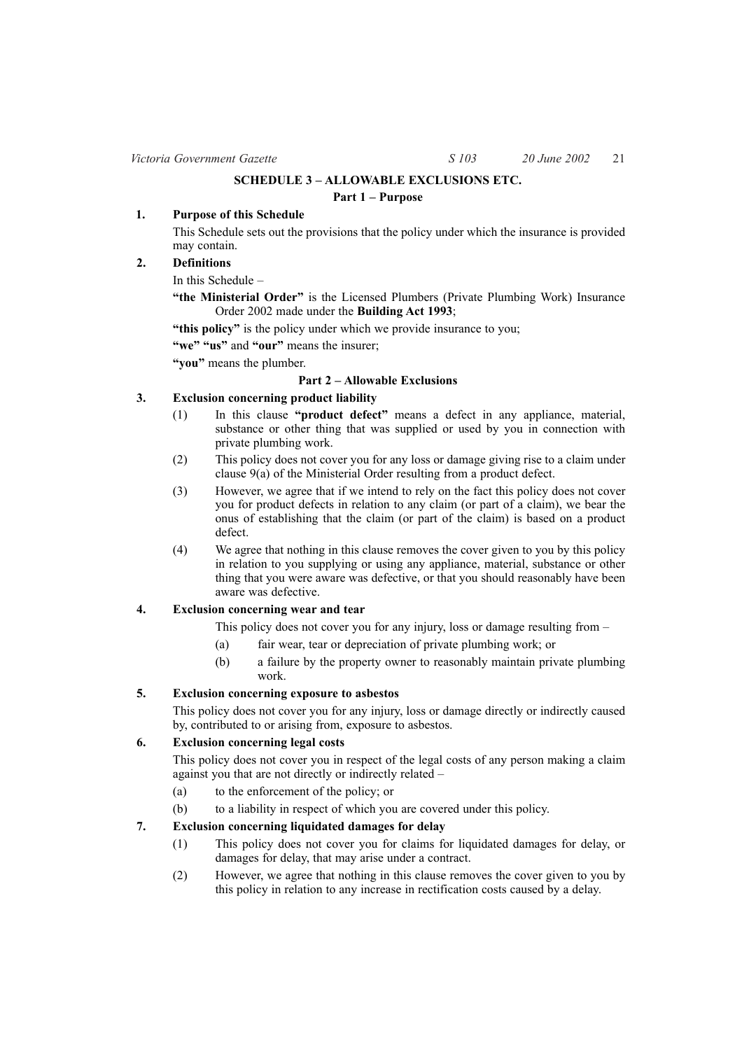## SCHEDULE 3 – ALLOWABLE EXCLUSIONS ETC.

### Part 1 – Purpose

**1. Purpose of this Schedule**

This Schedule sets out the provisions that the policy under which the insurance is provided may contain.

**2. Definitions**

In this Schedule –

**"the Ministerial Order"** is the Licensed Plumbers (Private Plumbing Work) Insurance Order 2002 made under the **Building Act 1993**;

**"this policy"** is the policy under which we provide insurance to you;

**"we" "us"** and **"our"** means the insurer;

**"you"** means the plumber.

### Part 2 – Allowable Exclusions

**3. Exclusion concerning product liability**

(1) In this clause **"product defect"** means a defect in any appliance, material, substance or other thing that was supplied or used by you in connection with private plumbing work.

(2) This policy does not cover you for any loss or damage giving rise to a claim under clause 9(a) of the Ministerial Order resulting from a product defect.

(3) However, we agree that if we intend to rely on the fact this policy does not cover you for product defects in relation to any claim (or part of a claim), we bear the onus of establishing that the claim (or part of the claim) is based on a product defect.

(4) We agree that nothing in this clause removes the cover given to you by this policy in relation to you supplying or using any appliance, material, substance or other thing that you were aware was defective, or that you should reasonably have been aware was defective.

**4. Exclusion concerning wear and tear**

This policy does not cover you for any injury, loss or damage resulting from –

(a) fair wear, tear or depreciation of private plumbing work; or

(b) a failure by the property owner to reasonably maintain private plumbing work.

**5. Exclusion concerning exposure to asbestos**

This policy does not cover you for any injury, loss or damage directly or indirectly caused by, contributed to or arising from, exposure to asbestos.

**6. Exclusion concerning legal costs**

This policy does not cover you in respect of the legal costs of any person making a claim against you that are not directly or indirectly related –

(a) to the enforcement of the policy; or

(b) to a liability in respect of which you are covered under this policy.

**7. Exclusion concerning liquidated damages for delay**

(1) This policy does not cover you for claims for liquidated damages for delay, or damages for delay, that may arise under a contract.

(2) However, we agree that nothing in this clause removes the cover given to you by this policy in relation to any increase in rectification costs caused by a delay.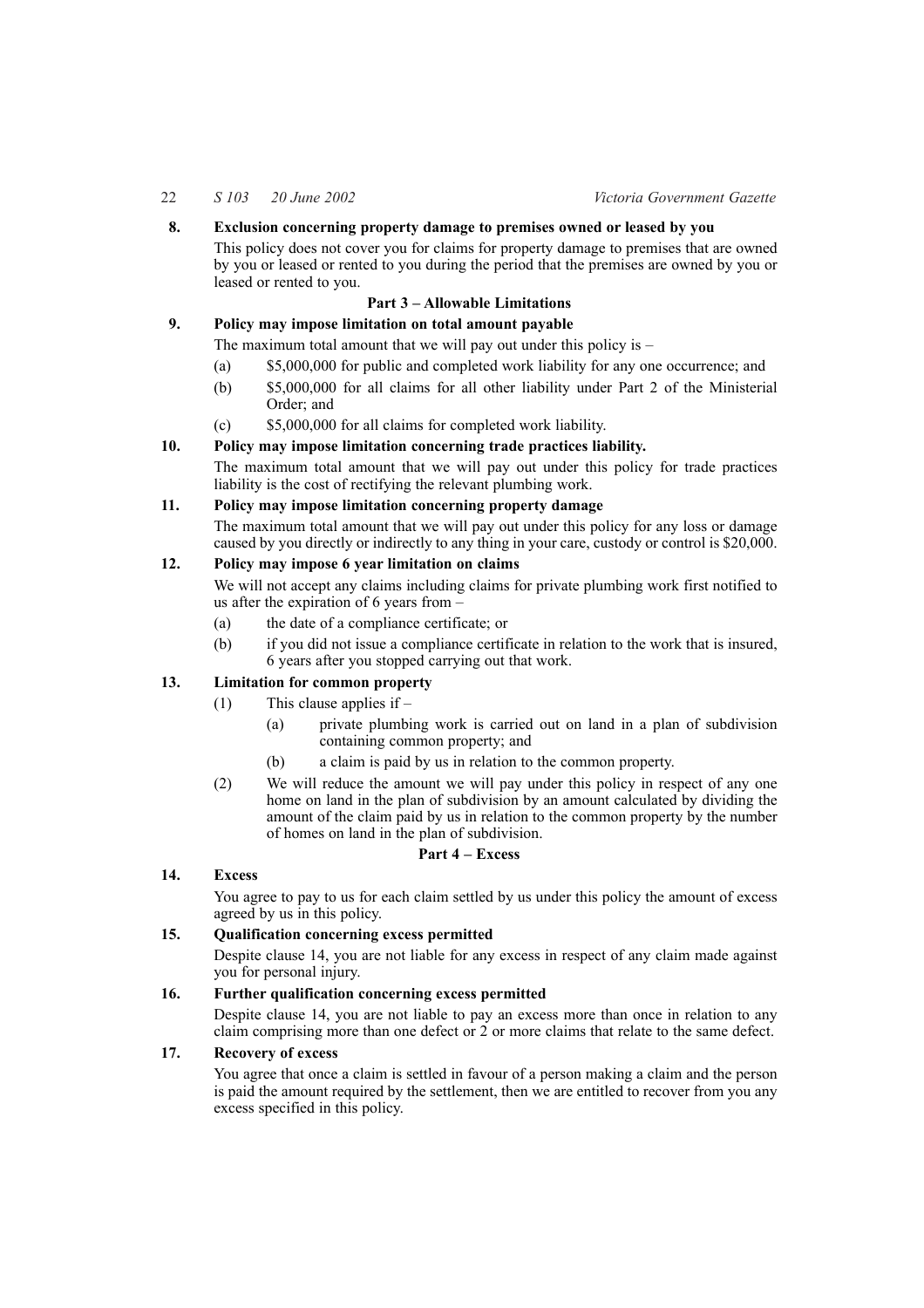**8. Exclusion concerning property damage to premises owned or leased by you**

This policy does not cover you for claims for property damage to premises that are owned by you or leased or rented to you during the period that the premises are owned by you or leased or rented to you.

## Part 3 – Allowable Limitations

**9. Policy may impose limitation on total amount payable**

The maximum total amount that we will pay out under this policy is –

(a) $5,000,000 for public and completed work liability for any one occurrence; and

(b) $5,000,000 for all claims for all other liability under Part 2 of the Ministerial Order; and

(c) $5,000,000 for all claims for completed work liability.

**10. Policy may impose limitation concerning trade practices liability.**

The maximum total amount that we will pay out under this policy for trade practices liability is the cost of rectifying the relevant plumbing work.

**11. Policy may impose limitation concerning property damage**

The maximum total amount that we will pay out under this policy for any loss or damage caused by you directly or indirectly to any thing in your care, custody or control is $20,000.

**12. Policy may impose 6 year limitation on claims**

We will not accept any claims including claims for private plumbing work first notified to us after the expiration of 6 years from –

(a) the date of a compliance certificate; or

(b) if you did not issue a compliance certificate in relation to the work that is insured, 6 years after you stopped carrying out that work.

**13. Limitation for common property**

(1) This clause applies if –

(a) private plumbing work is carried out on land in a plan of subdivision containing common property; and

(b) a claim is paid by us in relation to the common property.

(2) We will reduce the amount we will pay under this policy in respect of any one home on land in the plan of subdivision by an amount calculated by dividing the amount of the claim paid by us in relation to the common property by the number of homes on land in the plan of subdivision.

## Part 4 – Excess

**14. Excess**

You agree to pay to us for each claim settled by us under this policy the amount of excess agreed by us in this policy.

**15. Qualification concerning excess permitted**

Despite clause 14, you are not liable for any excess in respect of any claim made against you for personal injury.

**16. Further qualification concerning excess permitted**

Despite clause 14, you are not liable to pay an excess more than once in relation to any claim comprising more than one defect or 2 or more claims that relate to the same defect.

**17. Recovery of excess**

You agree that once a claim is settled in favour of a person making a claim and the person is paid the amount required by the settlement, then we are entitled to recover from you any excess specified in this policy.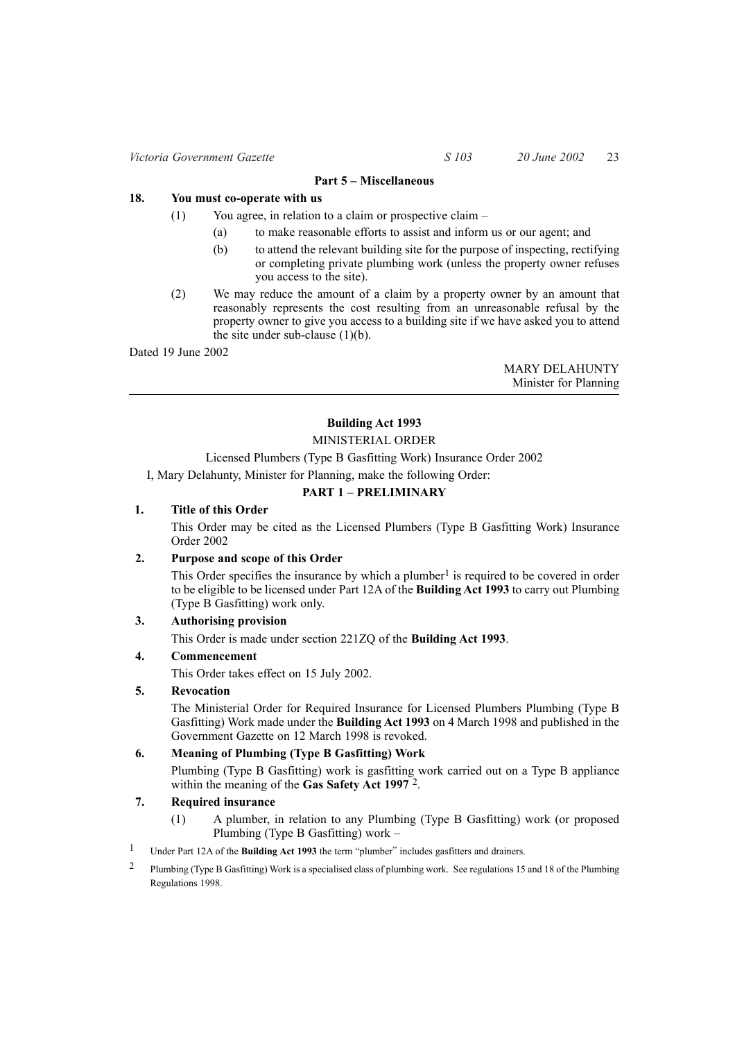## Part 5 – Miscellaneous

**18. You must co-operate with us**

(1) You agree, in relation to a claim or prospective claim –

(a) to make reasonable efforts to assist and inform us or our agent; and

(b) to attend the relevant building site for the purpose of inspecting, rectifying or completing private plumbing work (unless the property owner refuses you access to the site).

(2) We may reduce the amount of a claim by a property owner by an amount that reasonably represents the cost resulting from an unreasonable refusal by the property owner to give you access to a building site if we have asked you to attend the site under sub-clause (1)(b).

Dated 19 June 2002

MARY DELAHUNTY
Minister for Planning

---

## Building Act 1993

MINISTERIAL ORDER

Licensed Plumbers (Type B Gasfitting Work) Insurance Order 2002

I, Mary Delahunty, Minister for Planning, make the following Order:

### PART 1 – PRELIMINARY

**1. Title of this Order**

This Order may be cited as the Licensed Plumbers (Type B Gasfitting Work) Insurance Order 2002

**2. Purpose and scope of this Order**

This Order specifies the insurance by which a plumber[1] is required to be covered in order to be eligible to be licensed under Part 12A of the **Building Act 1993** to carry out Plumbing (Type B Gasfitting) work only.

**3. Authorising provision**

This Order is made under section 221ZQ of the **Building Act 1993**.

**4. Commencement**

This Order takes effect on 15 July 2002.

**5. Revocation**

The Ministerial Order for Required Insurance for Licensed Plumbers Plumbing (Type B Gasfitting) Work made under the **Building Act 1993** on 4 March 1998 and published in the Government Gazette on 12 March 1998 is revoked.

**6. Meaning of Plumbing (Type B Gasfitting) Work**

Plumbing (Type B Gasfitting) work is gasfitting work carried out on a Type B appliance within the meaning of the **Gas Safety Act 1997** [2].

**7. Required insurance**

(1) A plumber, in relation to any Plumbing (Type B Gasfitting) work (or proposed Plumbing (Type B Gasfitting) work –

[1] Under Part 12A of the **Building Act 1993** the term "plumber" includes gasfitters and drainers.

[2] Plumbing (Type B Gasfitting) Work is a specialised class of plumbing work. See regulations 15 and 18 of the Plumbing Regulations 1998.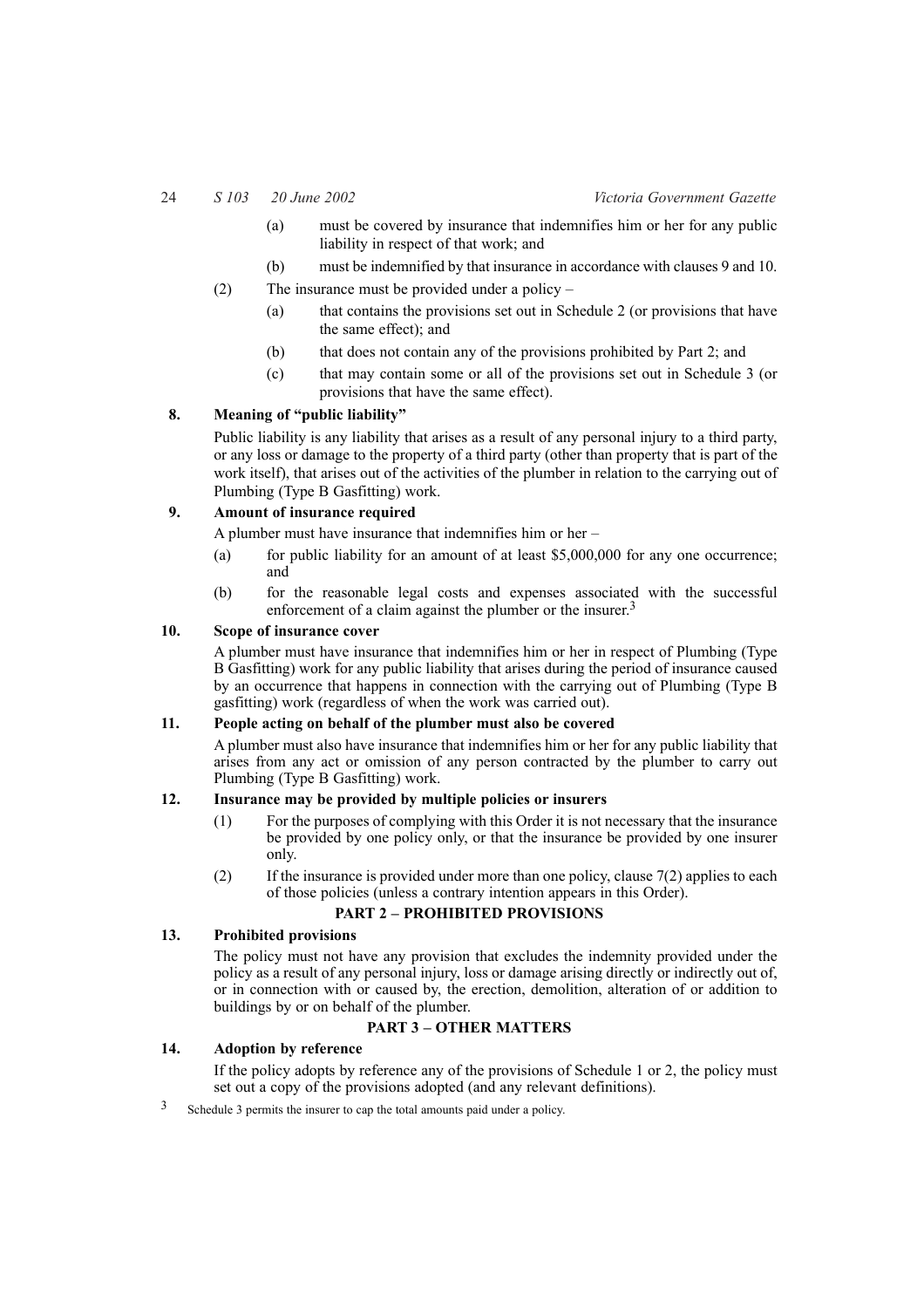(a) must be covered by insurance that indemnifies him or her for any public liability in respect of that work; and

(b) must be indemnified by that insurance in accordance with clauses 9 and 10.

(2) The insurance must be provided under a policy –

(a) that contains the provisions set out in Schedule 2 (or provisions that have the same effect); and

(b) that does not contain any of the provisions prohibited by Part 2; and

(c) that may contain some or all of the provisions set out in Schedule 3 (or provisions that have the same effect).

**8. Meaning of "public liability"**

Public liability is any liability that arises as a result of any personal injury to a third party, or any loss or damage to the property of a third party (other than property that is part of the work itself), that arises out of the activities of the plumber in relation to the carrying out of Plumbing (Type B Gasfitting) work.

**9. Amount of insurance required**

A plumber must have insurance that indemnifies him or her –

(a) for public liability for an amount of at least $5,000,000 for any one occurrence; and

(b) for the reasonable legal costs and expenses associated with the successful enforcement of a claim against the plumber or the insurer.[3]

**10. Scope of insurance cover**

A plumber must have insurance that indemnifies him or her in respect of Plumbing (Type B Gasfitting) work for any public liability that arises during the period of insurance caused by an occurrence that happens in connection with the carrying out of Plumbing (Type B gasfitting) work (regardless of when the work was carried out).

**11. People acting on behalf of the plumber must also be covered**

A plumber must also have insurance that indemnifies him or her for any public liability that arises from any act or omission of any person contracted by the plumber to carry out Plumbing (Type B Gasfitting) work.

**12. Insurance may be provided by multiple policies or insurers**

(1) For the purposes of complying with this Order it is not necessary that the insurance be provided by one policy only, or that the insurance be provided by one insurer only.

(2) If the insurance is provided under more than one policy, clause 7(2) applies to each of those policies (unless a contrary intention appears in this Order).

## PART 2 – PROHIBITED PROVISIONS

**13. Prohibited provisions**

The policy must not have any provision that excludes the indemnity provided under the policy as a result of any personal injury, loss or damage arising directly or indirectly out of, or in connection with or caused by, the erection, demolition, alteration of or addition to buildings by or on behalf of the plumber.

## PART 3 – OTHER MATTERS

**14. Adoption by reference**

If the policy adopts by reference any of the provisions of Schedule 1 or 2, the policy must set out a copy of the provisions adopted (and any relevant definitions).

[3] Schedule 3 permits the insurer to cap the total amounts paid under a policy.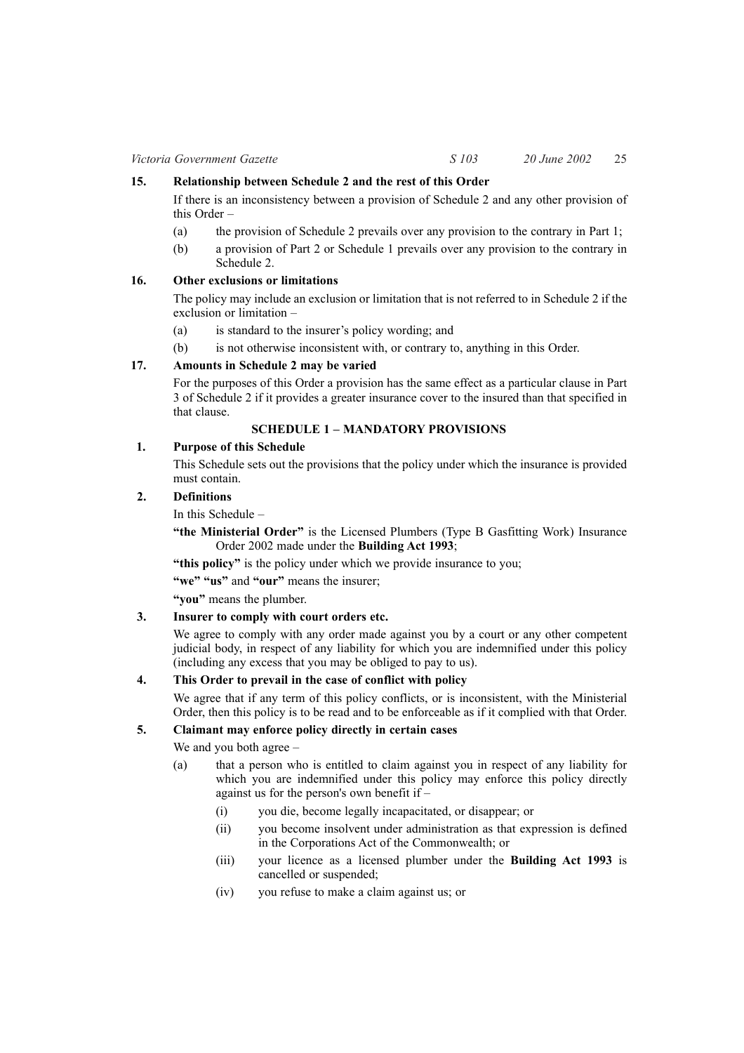**15. Relationship between Schedule 2 and the rest of this Order**

If there is an inconsistency between a provision of Schedule 2 and any other provision of this Order –

(a) the provision of Schedule 2 prevails over any provision to the contrary in Part 1;

(b) a provision of Part 2 or Schedule 1 prevails over any provision to the contrary in Schedule 2.

**16. Other exclusions or limitations**

The policy may include an exclusion or limitation that is not referred to in Schedule 2 if the exclusion or limitation –

(a) is standard to the insurer's policy wording; and

(b) is not otherwise inconsistent with, or contrary to, anything in this Order.

**17. Amounts in Schedule 2 may be varied**

For the purposes of this Order a provision has the same effect as a particular clause in Part 3 of Schedule 2 if it provides a greater insurance cover to the insured than that specified in that clause.

## SCHEDULE 1 – MANDATORY PROVISIONS

**1. Purpose of this Schedule**

This Schedule sets out the provisions that the policy under which the insurance is provided must contain.

**2. Definitions**

In this Schedule –

**"the Ministerial Order"** is the Licensed Plumbers (Type B Gasfitting Work) Insurance Order 2002 made under the **Building Act 1993**;

**"this policy"** is the policy under which we provide insurance to you;

**"we" "us"** and **"our"** means the insurer;

**"you"** means the plumber.

**3. Insurer to comply with court orders etc.**

We agree to comply with any order made against you by a court or any other competent judicial body, in respect of any liability for which you are indemnified under this policy (including any excess that you may be obliged to pay to us).

**4. This Order to prevail in the case of conflict with policy**

We agree that if any term of this policy conflicts, or is inconsistent, with the Ministerial Order, then this policy is to be read and to be enforceable as if it complied with that Order.

**5. Claimant may enforce policy directly in certain cases**

We and you both agree –

(a) that a person who is entitled to claim against you in respect of any liability for which you are indemnified under this policy may enforce this policy directly against us for the person's own benefit if –

(i) you die, become legally incapacitated, or disappear; or

(ii) you become insolvent under administration as that expression is defined in the Corporations Act of the Commonwealth; or

(iii) your licence as a licensed plumber under the **Building Act 1993** is cancelled or suspended;

(iv) you refuse to make a claim against us; or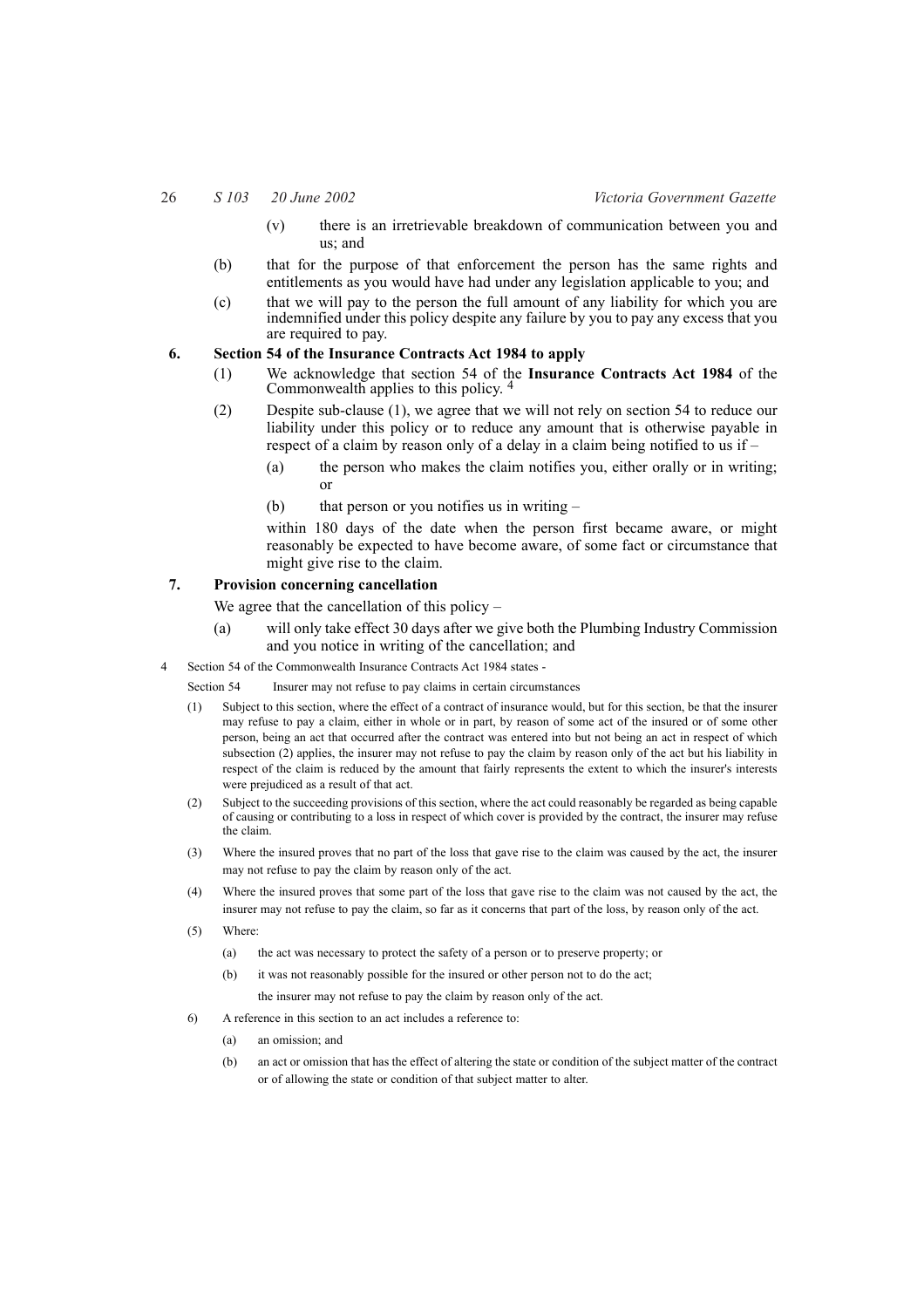(v) there is an irretrievable breakdown of communication between you and us; and

(b) that for the purpose of that enforcement the person has the same rights and entitlements as you would have had under any legislation applicable to you; and

(c) that we will pay to the person the full amount of any liability for which you are indemnified under this policy despite any failure by you to pay any excess that you are required to pay.

**6. Section 54 of the Insurance Contracts Act 1984 to apply**

(1) We acknowledge that section 54 of the **Insurance Contracts Act 1984** of the Commonwealth applies to this policy. [4]

(2) Despite sub-clause (1), we agree that we will not rely on section 54 to reduce our liability under this policy or to reduce any amount that is otherwise payable in respect of a claim by reason only of a delay in a claim being notified to us if –

(a) the person who makes the claim notifies you, either orally or in writing; or

(b) that person or you notifies us in writing –

within 180 days of the date when the person first became aware, or might reasonably be expected to have become aware, of some fact or circumstance that might give rise to the claim.

**7. Provision concerning cancellation**

We agree that the cancellation of this policy –

(a) will only take effect 30 days after we give both the Plumbing Industry Commission and you notice in writing of the cancellation; and

---

4 Section 54 of the Commonwealth Insurance Contracts Act 1984 states -

Section 54 Insurer may not refuse to pay claims in certain circumstances

(1) Subject to this section, where the effect of a contract of insurance would, but for this section, be that the insurer may refuse to pay a claim, either in whole or in part, by reason of some act of the insured or of some other person, being an act that occurred after the contract was entered into but not being an act in respect of which subsection (2) applies, the insurer may not refuse to pay the claim by reason only of the act but his liability in respect of the claim is reduced by the amount that fairly represents the extent to which the insurer's interests were prejudiced as a result of that act.

(2) Subject to the succeeding provisions of this section, where the act could reasonably be regarded as being capable of causing or contributing to a loss in respect of which cover is provided by the contract, the insurer may refuse the claim.

(3) Where the insured proves that no part of the loss that gave rise to the claim was caused by the act, the insurer may not refuse to pay the claim by reason only of the act.

(4) Where the insured proves that some part of the loss that gave rise to the claim was not caused by the act, the insurer may not refuse to pay the claim, so far as it concerns that part of the loss, by reason only of the act.

(5) Where:

(a) the act was necessary to protect the safety of a person or to preserve property; or

(b) it was not reasonably possible for the insured or other person not to do the act;

the insurer may not refuse to pay the claim by reason only of the act.

6) A reference in this section to an act includes a reference to:

(a) an omission; and

(b) an act or omission that has the effect of altering the state or condition of the subject matter of the contract or of allowing the state or condition of that subject matter to alter.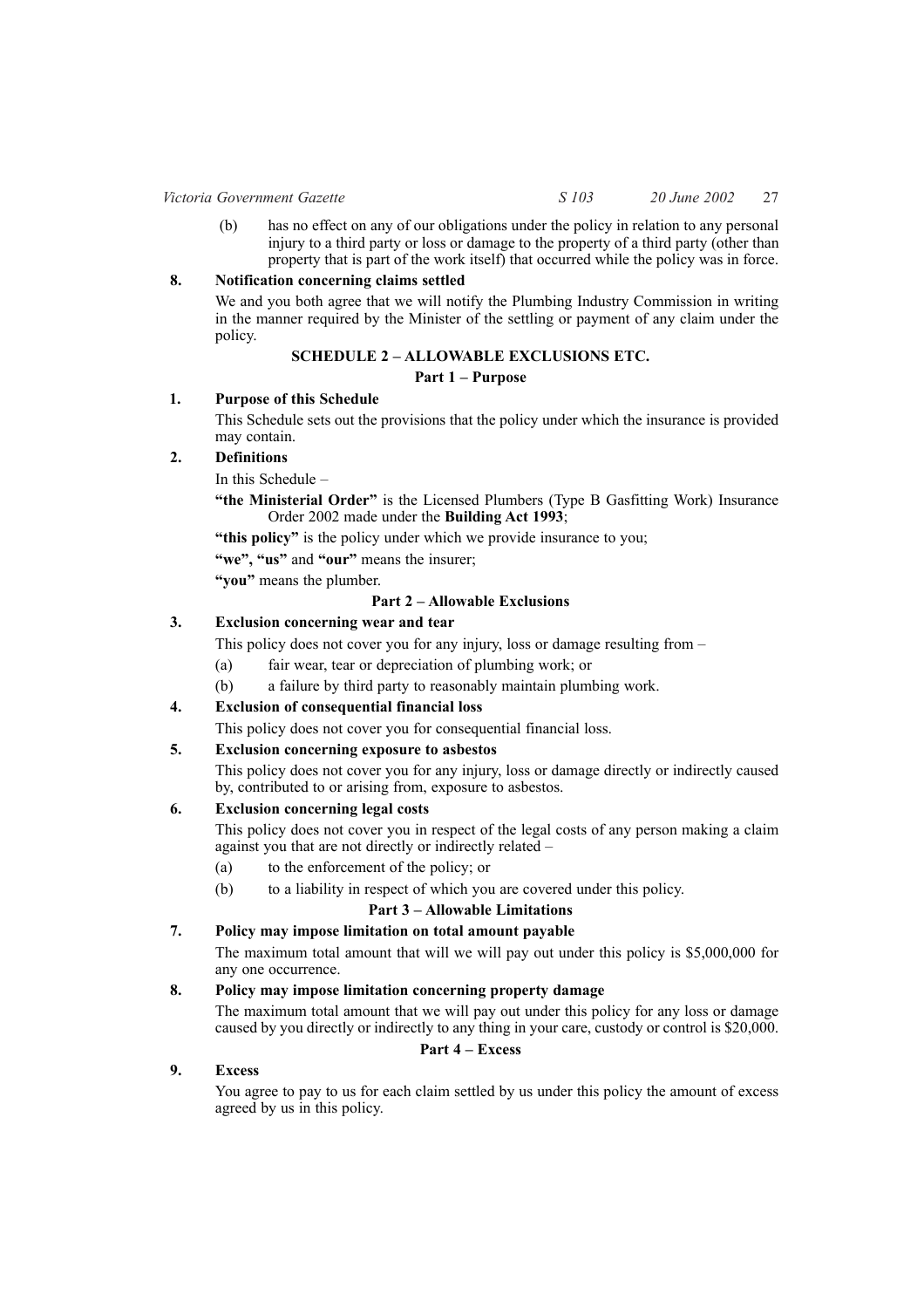(b) has no effect on any of our obligations under the policy in relation to any personal injury to a third party or loss or damage to the property of a third party (other than property that is part of the work itself) that occurred while the policy was in force.

**8. Notification concerning claims settled**

We and you both agree that we will notify the Plumbing Industry Commission in writing in the manner required by the Minister of the settling or payment of any claim under the policy.

## SCHEDULE 2 – ALLOWABLE EXCLUSIONS ETC.

### Part 1 – Purpose

**1. Purpose of this Schedule**

This Schedule sets out the provisions that the policy under which the insurance is provided may contain.

**2. Definitions**

In this Schedule –

**"the Ministerial Order"** is the Licensed Plumbers (Type B Gasfitting Work) Insurance Order 2002 made under the **Building Act 1993**;

**"this policy"** is the policy under which we provide insurance to you;

**"we", "us"** and **"our"** means the insurer;

**"you"** means the plumber.

### Part 2 – Allowable Exclusions

**3. Exclusion concerning wear and tear**

This policy does not cover you for any injury, loss or damage resulting from –

(a) fair wear, tear or depreciation of plumbing work; or

(b) a failure by third party to reasonably maintain plumbing work.

**4. Exclusion of consequential financial loss**

This policy does not cover you for consequential financial loss.

**5. Exclusion concerning exposure to asbestos**

This policy does not cover you for any injury, loss or damage directly or indirectly caused by, contributed to or arising from, exposure to asbestos.

**6. Exclusion concerning legal costs**

This policy does not cover you in respect of the legal costs of any person making a claim against you that are not directly or indirectly related –

(a) to the enforcement of the policy; or

(b) to a liability in respect of which you are covered under this policy.

### Part 3 – Allowable Limitations

**7. Policy may impose limitation on total amount payable**

The maximum total amount that will we will pay out under this policy is $5,000,000 for any one occurrence.

**8. Policy may impose limitation concerning property damage**

The maximum total amount that we will pay out under this policy for any loss or damage caused by you directly or indirectly to any thing in your care, custody or control is $20,000.

### Part 4 – Excess

**9. Excess**

You agree to pay to us for each claim settled by us under this policy the amount of excess agreed by us in this policy.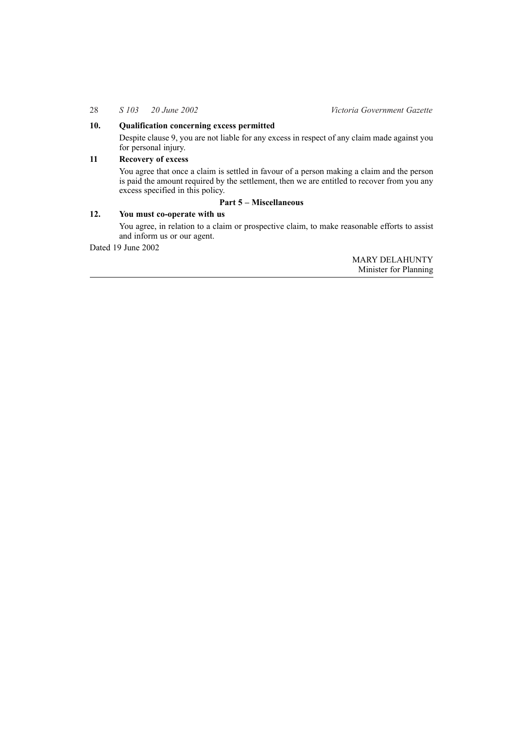**10. Qualification concerning excess permitted**

Despite clause 9, you are not liable for any excess in respect of any claim made against you for personal injury.

**11 Recovery of excess**

You agree that once a claim is settled in favour of a person making a claim and the person is paid the amount required by the settlement, then we are entitled to recover from you any excess specified in this policy.

**Part 5 – Miscellaneous**

**12. You must co-operate with us**

You agree, in relation to a claim or prospective claim, to make reasonable efforts to assist and inform us or our agent.

Dated 19 June 2002

MARY DELAHUNTY
Minister for Planning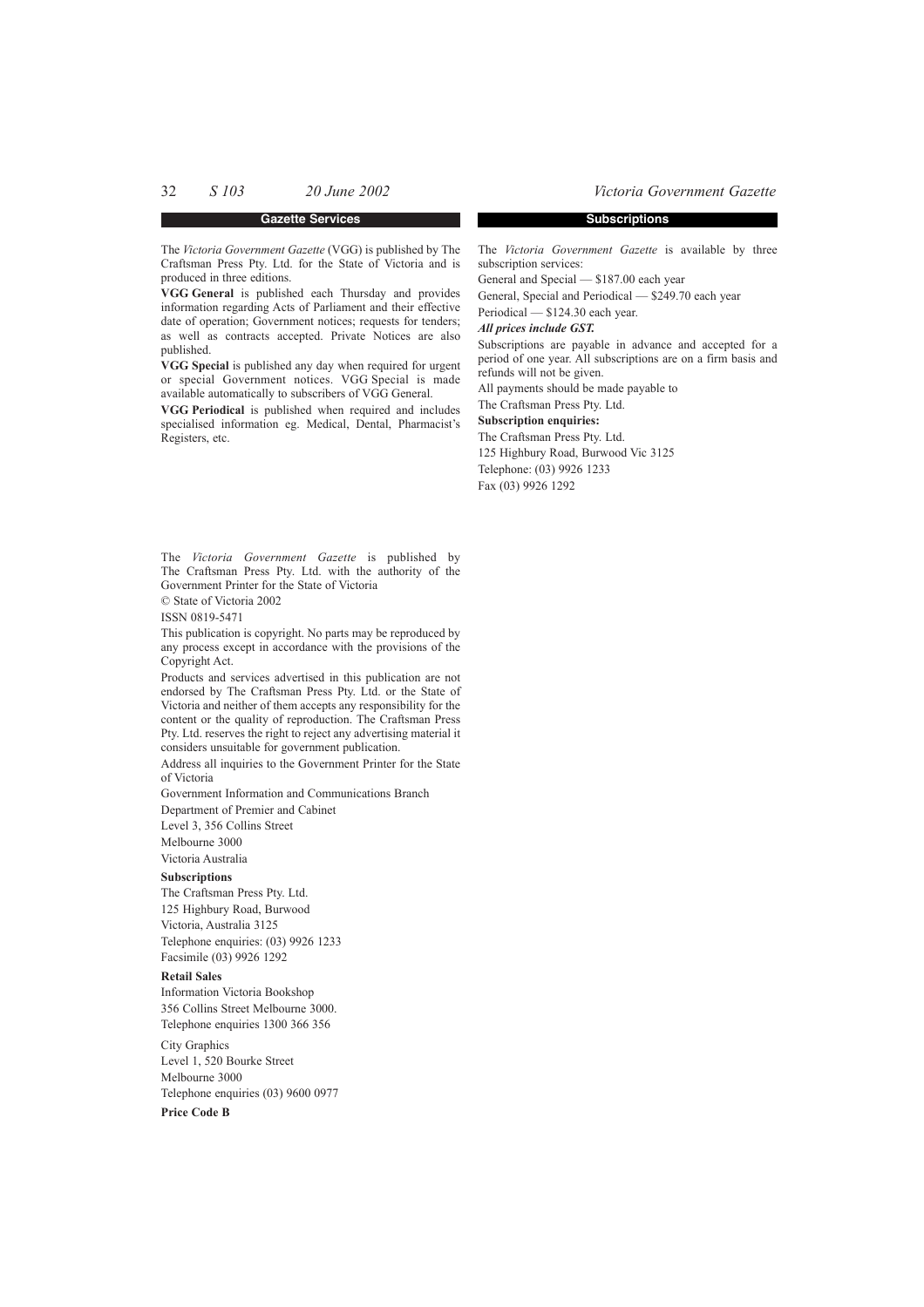## Gazette Services

The *Victoria Government Gazette* (VGG) is published by The Craftsman Press Pty. Ltd. for the State of Victoria and is produced in three editions.

**VGG General** is published each Thursday and provides information regarding Acts of Parliament and their effective date of operation; Government notices; requests for tenders; as well as contracts accepted. Private Notices are also published.

**VGG Special** is published any day when required for urgent or special Government notices. VGG Special is made available automatically to subscribers of VGG General.

**VGG Periodical** is published when required and includes specialised information eg. Medical, Dental, Pharmacist's Registers, etc.

## Subscriptions

The *Victoria Government Gazette* is available by three subscription services:

General and Special — $187.00 each year

General, Special and Periodical — $249.70 each year

Periodical — $124.30 each year.

***All prices include GST.***

Subscriptions are payable in advance and accepted for a period of one year. All subscriptions are on a firm basis and refunds will not be given.

All payments should be made payable to

The Craftsman Press Pty. Ltd.

**Subscription enquiries:**

The Craftsman Press Pty. Ltd.

125 Highbury Road, Burwood Vic 3125

Telephone: (03) 9926 1233

Fax (03) 9926 1292

The *Victoria Government Gazette* is published by The Craftsman Press Pty. Ltd. with the authority of the Government Printer for the State of Victoria

© State of Victoria 2002

ISSN 0819-5471

This publication is copyright. No parts may be reproduced by any process except in accordance with the provisions of the Copyright Act.

Products and services advertised in this publication are not endorsed by The Craftsman Press Pty. Ltd. or the State of Victoria and neither of them accepts any responsibility for the content or the quality of reproduction. The Craftsman Press Pty. Ltd. reserves the right to reject any advertising material it considers unsuitable for government publication.

Address all inquiries to the Government Printer for the State of Victoria

Government Information and Communications Branch

Department of Premier and Cabinet

Level 3, 356 Collins Street

Melbourne 3000

Victoria Australia

**Subscriptions**

The Craftsman Press Pty. Ltd.

125 Highbury Road, Burwood

Victoria, Australia 3125

Telephone enquiries: (03) 9926 1233

Facsimile (03) 9926 1292

**Retail Sales**

Information Victoria Bookshop

356 Collins Street Melbourne 3000.

Telephone enquiries 1300 366 356

City Graphics

Level 1, 520 Bourke Street

Melbourne 3000

Telephone enquiries (03) 9600 0977

**Price Code B**